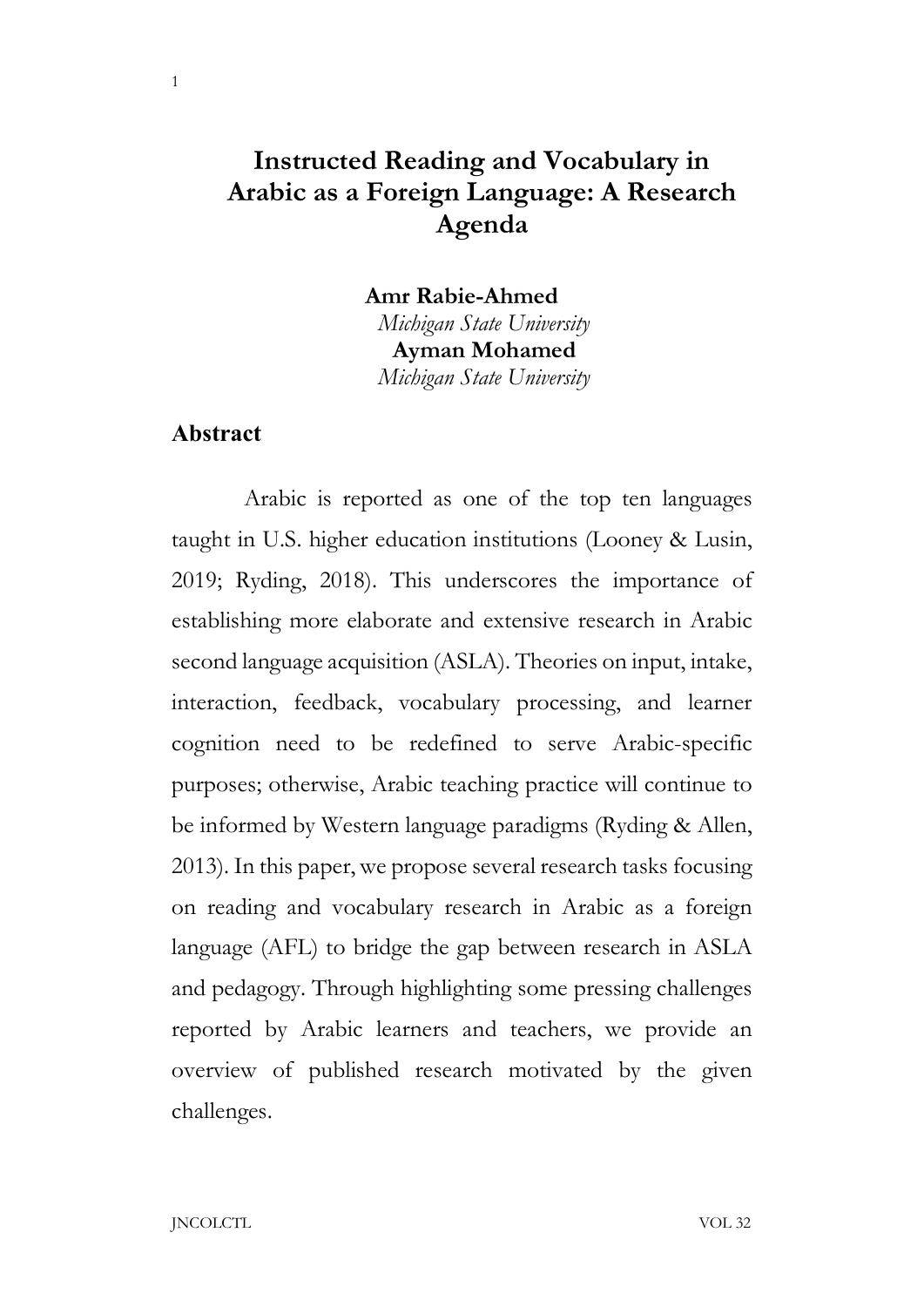# Instructed Reading and Vocabulary in Arabic as a Foreign Language: A Research Agenda

**Amr Rabie-Ahmed**
*Michigan State University*
**Ayman Mohamed**
*Michigan State University*

## Abstract

Arabic is reported as one of the top ten languages taught in U.S. higher education institutions (Looney & Lusin, 2019; Ryding, 2018). This underscores the importance of establishing more elaborate and extensive research in Arabic second language acquisition (ASLA). Theories on input, intake, interaction, feedback, vocabulary processing, and learner cognition need to be redefined to serve Arabic-specific purposes; otherwise, Arabic teaching practice will continue to be informed by Western language paradigms (Ryding & Allen, 2013). In this paper, we propose several research tasks focusing on reading and vocabulary research in Arabic as a foreign language (AFL) to bridge the gap between research in ASLA and pedagogy. Through highlighting some pressing challenges reported by Arabic learners and teachers, we provide an overview of published research motivated by the given challenges.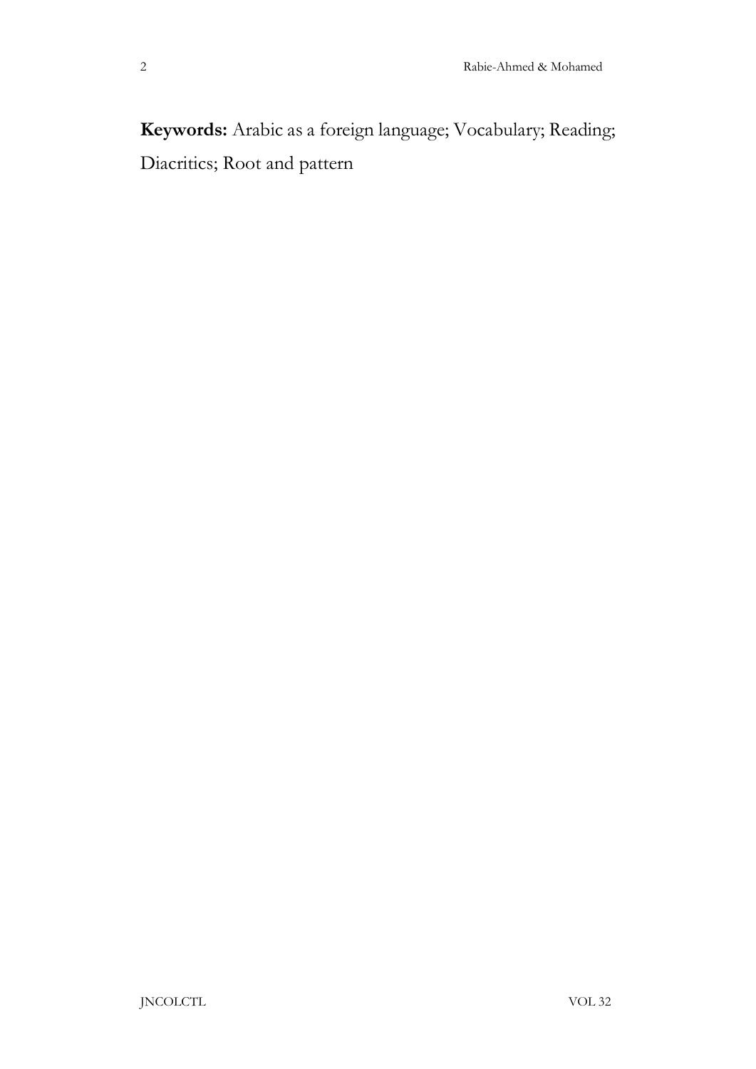**Keywords:** Arabic as a foreign language; Vocabulary; Reading; Diacritics; Root and pattern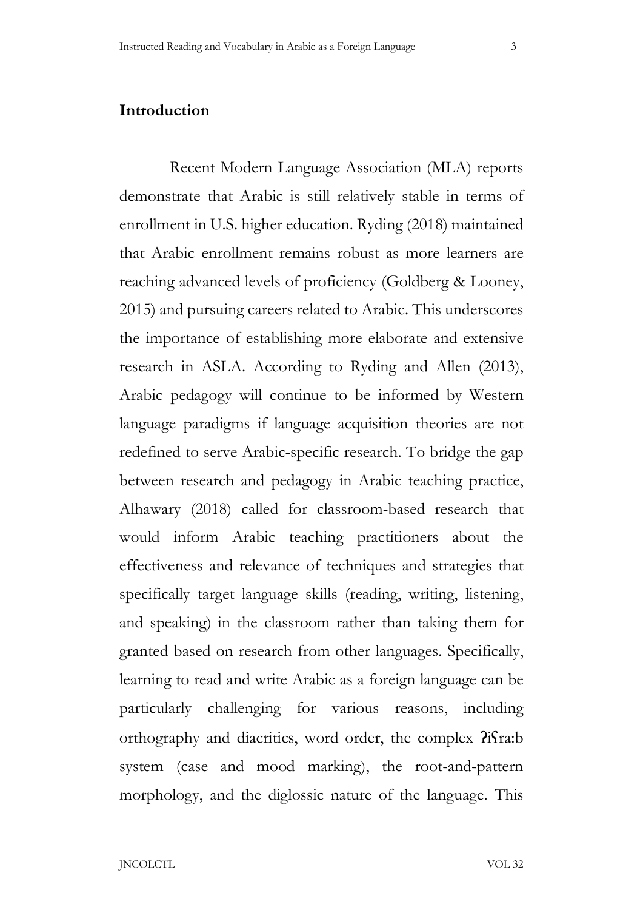## Introduction

Recent Modern Language Association (MLA) reports demonstrate that Arabic is still relatively stable in terms of enrollment in U.S. higher education. Ryding (2018) maintained that Arabic enrollment remains robust as more learners are reaching advanced levels of proficiency (Goldberg & Looney, 2015) and pursuing careers related to Arabic. This underscores the importance of establishing more elaborate and extensive research in ASLA. According to Ryding and Allen (2013), Arabic pedagogy will continue to be informed by Western language paradigms if language acquisition theories are not redefined to serve Arabic-specific research. To bridge the gap between research and pedagogy in Arabic teaching practice, Alhawary (2018) called for classroom-based research that would inform Arabic teaching practitioners about the effectiveness and relevance of techniques and strategies that specifically target language skills (reading, writing, listening, and speaking) in the classroom rather than taking them for granted based on research from other languages. Specifically, learning to read and write Arabic as a foreign language can be particularly challenging for various reasons, including orthography and diacritics, word order, the complex ʔiʕra:b system (case and mood marking), the root-and-pattern morphology, and the diglossic nature of the language. This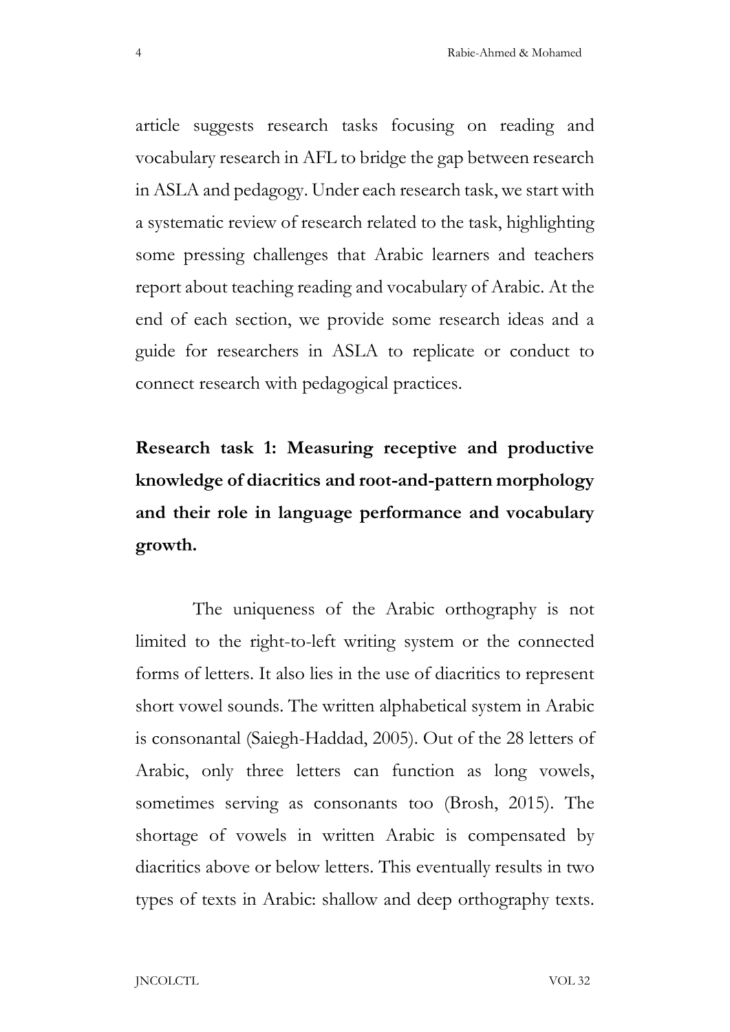article suggests research tasks focusing on reading and vocabulary research in AFL to bridge the gap between research in ASLA and pedagogy. Under each research task, we start with a systematic review of research related to the task, highlighting some pressing challenges that Arabic learners and teachers report about teaching reading and vocabulary of Arabic. At the end of each section, we provide some research ideas and a guide for researchers in ASLA to replicate or conduct to connect research with pedagogical practices.

## Research task 1: Measuring receptive and productive knowledge of diacritics and root-and-pattern morphology and their role in language performance and vocabulary growth.

The uniqueness of the Arabic orthography is not limited to the right-to-left writing system or the connected forms of letters. It also lies in the use of diacritics to represent short vowel sounds. The written alphabetical system in Arabic is consonantal (Saiegh-Haddad, 2005). Out of the 28 letters of Arabic, only three letters can function as long vowels, sometimes serving as consonants too (Brosh, 2015). The shortage of vowels in written Arabic is compensated by diacritics above or below letters. This eventually results in two types of texts in Arabic: shallow and deep orthography texts.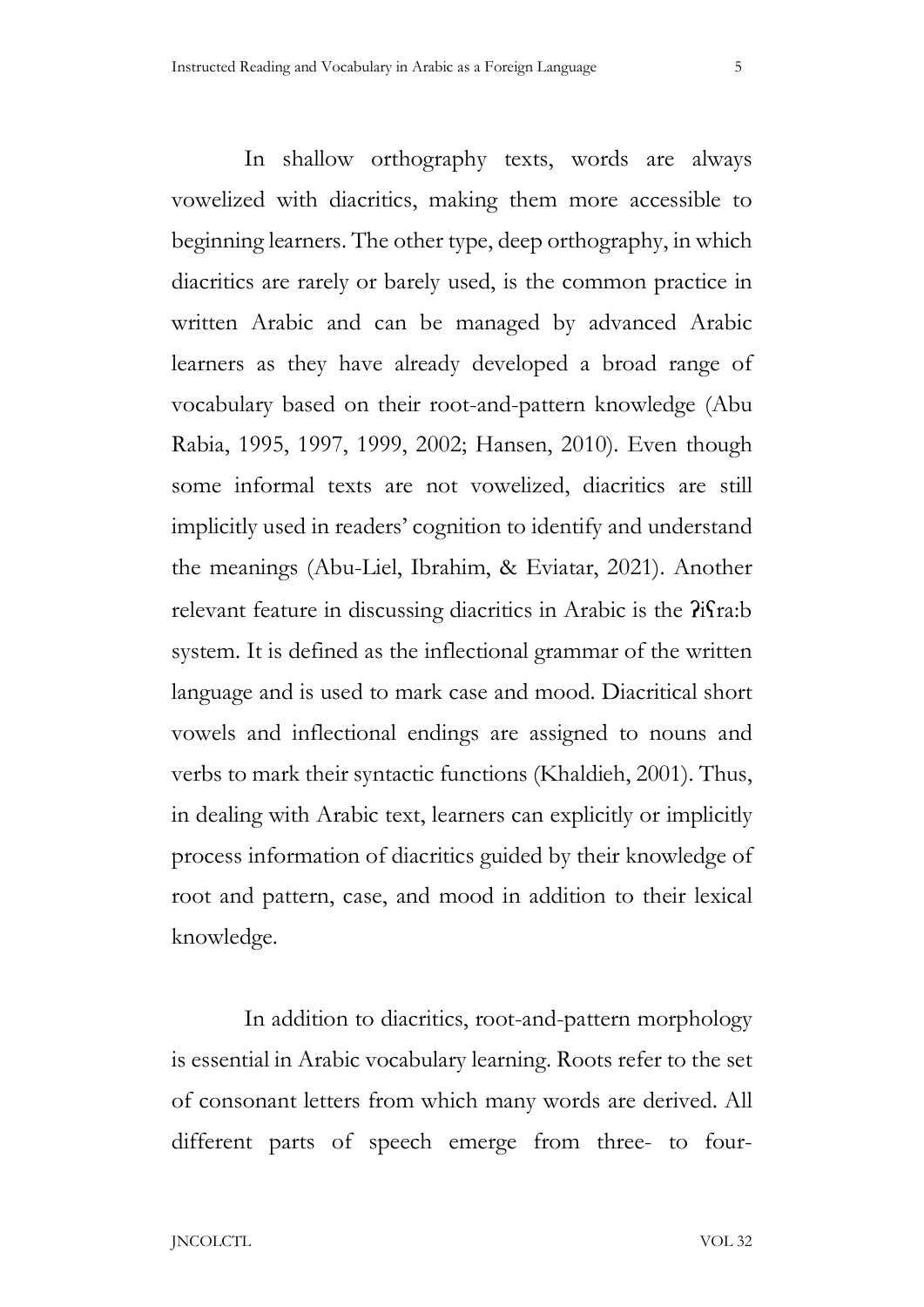In shallow orthography texts, words are always vowelized with diacritics, making them more accessible to beginning learners. The other type, deep orthography, in which diacritics are rarely or barely used, is the common practice in written Arabic and can be managed by advanced Arabic learners as they have already developed a broad range of vocabulary based on their root-and-pattern knowledge (Abu Rabia, 1995, 1997, 1999, 2002; Hansen, 2010). Even though some informal texts are not vowelized, diacritics are still implicitly used in readers' cognition to identify and understand the meanings (Abu-Liel, Ibrahim, & Eviatar, 2021). Another relevant feature in discussing diacritics in Arabic is the ʔiʕra:b system. It is defined as the inflectional grammar of the written language and is used to mark case and mood. Diacritical short vowels and inflectional endings are assigned to nouns and verbs to mark their syntactic functions (Khaldieh, 2001). Thus, in dealing with Arabic text, learners can explicitly or implicitly process information of diacritics guided by their knowledge of root and pattern, case, and mood in addition to their lexical knowledge.

In addition to diacritics, root-and-pattern morphology is essential in Arabic vocabulary learning. Roots refer to the set of consonant letters from which many words are derived. All different parts of speech emerge from three- to four-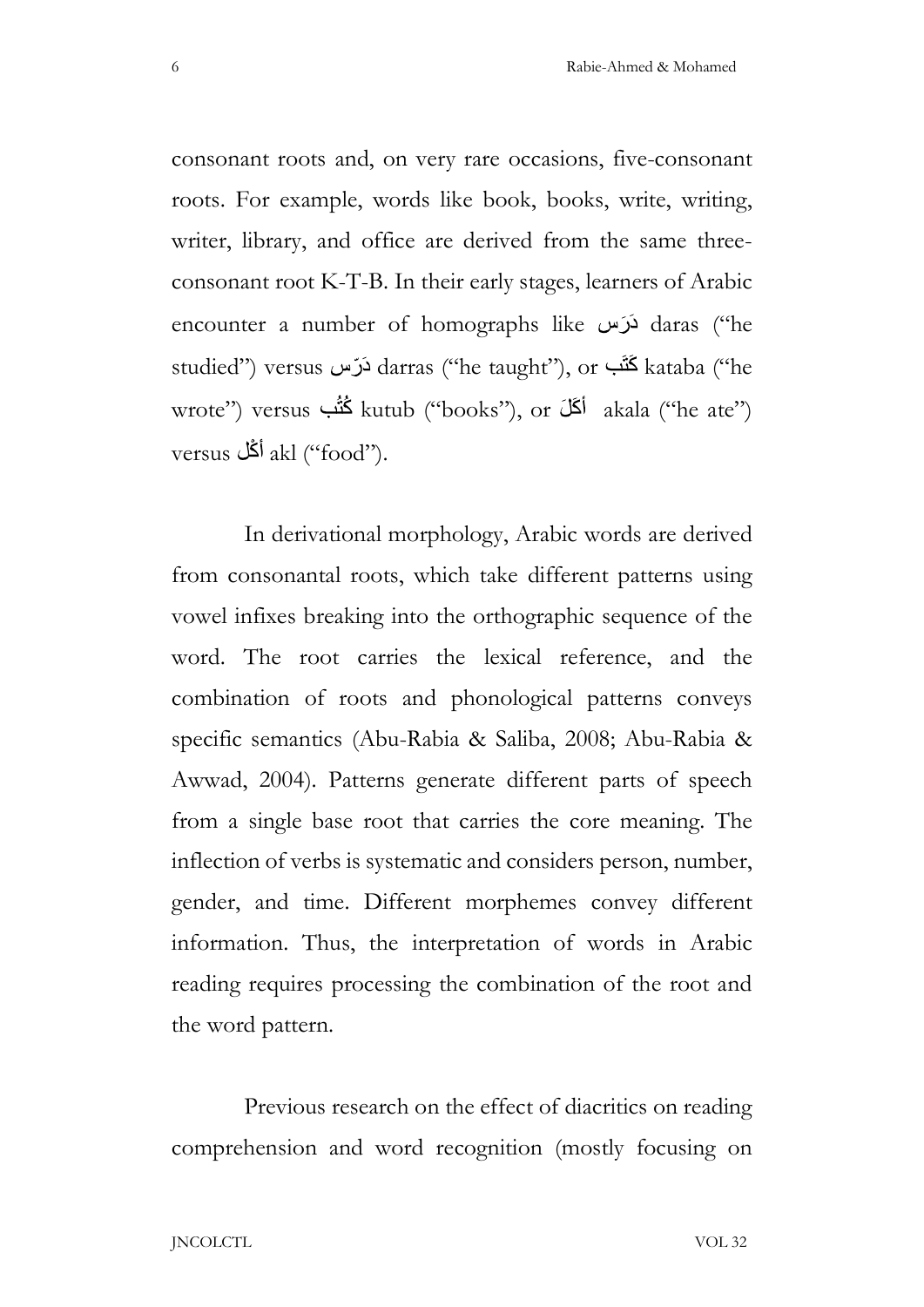consonant roots and, on very rare occasions, five-consonant roots. For example, words like book, books, write, writing, writer, library, and office are derived from the same three-consonant root K-T-B. In their early stages, learners of Arabic encounter a number of homographs like دَرَس daras ("he studied") versus دَرّس darras ("he taught"), or كَتَب kataba ("he wrote") versus كُتُب kutub ("books"), or أَكَلَ akala ("he ate") versus أَكْل akl ("food").

In derivational morphology, Arabic words are derived from consonantal roots, which take different patterns using vowel infixes breaking into the orthographic sequence of the word. The root carries the lexical reference, and the combination of roots and phonological patterns conveys specific semantics (Abu-Rabia & Saliba, 2008; Abu-Rabia & Awwad, 2004). Patterns generate different parts of speech from a single base root that carries the core meaning. The inflection of verbs is systematic and considers person, number, gender, and time. Different morphemes convey different information. Thus, the interpretation of words in Arabic reading requires processing the combination of the root and the word pattern.

Previous research on the effect of diacritics on reading comprehension and word recognition (mostly focusing on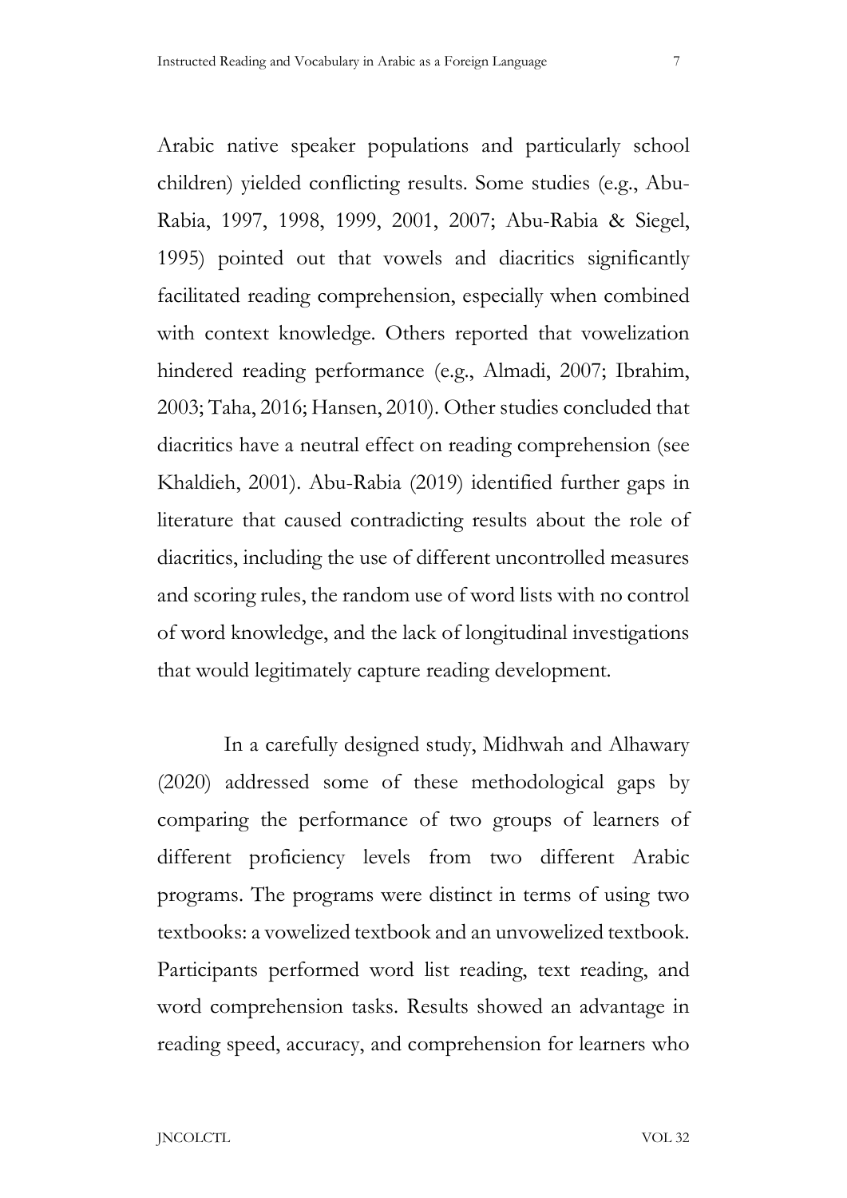Arabic native speaker populations and particularly school children) yielded conflicting results. Some studies (e.g., Abu-Rabia, 1997, 1998, 1999, 2001, 2007; Abu-Rabia & Siegel, 1995) pointed out that vowels and diacritics significantly facilitated reading comprehension, especially when combined with context knowledge. Others reported that vowelization hindered reading performance (e.g., Almadi, 2007; Ibrahim, 2003; Taha, 2016; Hansen, 2010). Other studies concluded that diacritics have a neutral effect on reading comprehension (see Khaldieh, 2001). Abu-Rabia (2019) identified further gaps in literature that caused contradicting results about the role of diacritics, including the use of different uncontrolled measures and scoring rules, the random use of word lists with no control of word knowledge, and the lack of longitudinal investigations that would legitimately capture reading development.

In a carefully designed study, Midhwah and Alhawary (2020) addressed some of these methodological gaps by comparing the performance of two groups of learners of different proficiency levels from two different Arabic programs. The programs were distinct in terms of using two textbooks: a vowelized textbook and an unvowelized textbook. Participants performed word list reading, text reading, and word comprehension tasks. Results showed an advantage in reading speed, accuracy, and comprehension for learners who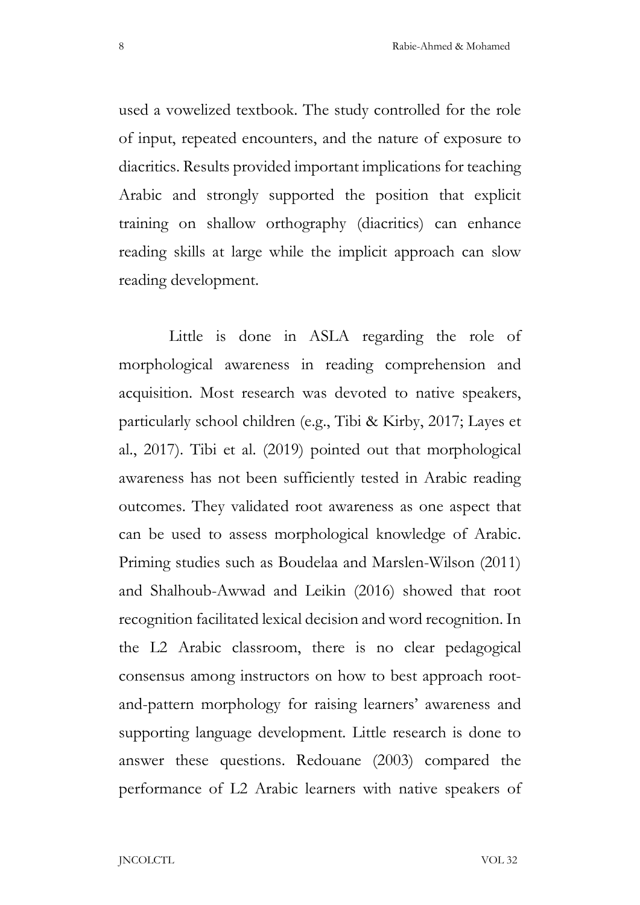used a vowelized textbook. The study controlled for the role of input, repeated encounters, and the nature of exposure to diacritics. Results provided important implications for teaching Arabic and strongly supported the position that explicit training on shallow orthography (diacritics) can enhance reading skills at large while the implicit approach can slow reading development.

Little is done in ASLA regarding the role of morphological awareness in reading comprehension and acquisition. Most research was devoted to native speakers, particularly school children (e.g., Tibi & Kirby, 2017; Layes et al., 2017). Tibi et al. (2019) pointed out that morphological awareness has not been sufficiently tested in Arabic reading outcomes. They validated root awareness as one aspect that can be used to assess morphological knowledge of Arabic. Priming studies such as Boudelaa and Marslen-Wilson (2011) and Shalhoub-Awwad and Leikin (2016) showed that root recognition facilitated lexical decision and word recognition. In the L2 Arabic classroom, there is no clear pedagogical consensus among instructors on how to best approach root-and-pattern morphology for raising learners' awareness and supporting language development. Little research is done to answer these questions. Redouane (2003) compared the performance of L2 Arabic learners with native speakers of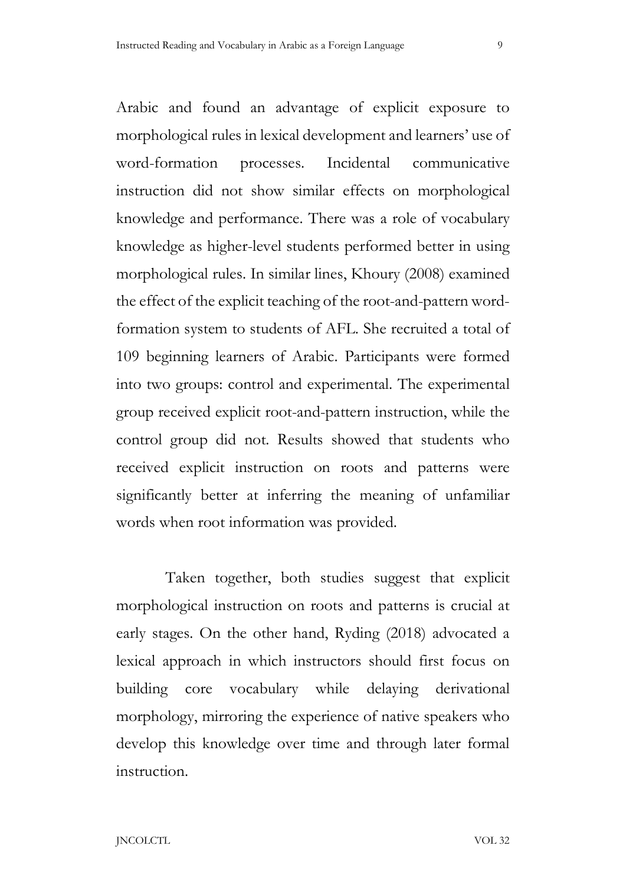Arabic and found an advantage of explicit exposure to morphological rules in lexical development and learners' use of word-formation processes. Incidental communicative instruction did not show similar effects on morphological knowledge and performance. There was a role of vocabulary knowledge as higher-level students performed better in using morphological rules. In similar lines, Khoury (2008) examined the effect of the explicit teaching of the root-and-pattern word-formation system to students of AFL. She recruited a total of 109 beginning learners of Arabic. Participants were formed into two groups: control and experimental. The experimental group received explicit root-and-pattern instruction, while the control group did not. Results showed that students who received explicit instruction on roots and patterns were significantly better at inferring the meaning of unfamiliar words when root information was provided.

Taken together, both studies suggest that explicit morphological instruction on roots and patterns is crucial at early stages. On the other hand, Ryding (2018) advocated a lexical approach in which instructors should first focus on building core vocabulary while delaying derivational morphology, mirroring the experience of native speakers who develop this knowledge over time and through later formal instruction.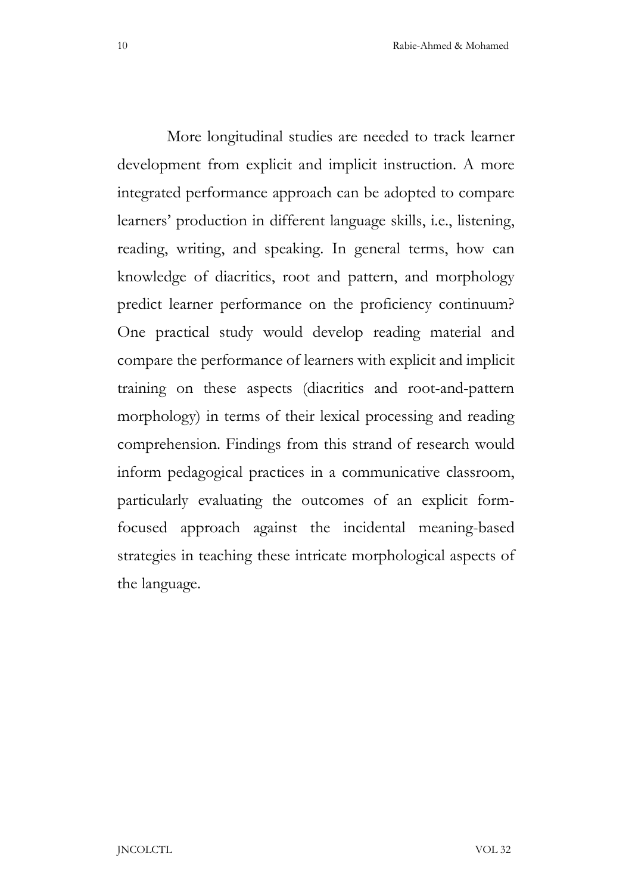More longitudinal studies are needed to track learner development from explicit and implicit instruction. A more integrated performance approach can be adopted to compare learners' production in different language skills, i.e., listening, reading, writing, and speaking. In general terms, how can knowledge of diacritics, root and pattern, and morphology predict learner performance on the proficiency continuum? One practical study would develop reading material and compare the performance of learners with explicit and implicit training on these aspects (diacritics and root-and-pattern morphology) in terms of their lexical processing and reading comprehension. Findings from this strand of research would inform pedagogical practices in a communicative classroom, particularly evaluating the outcomes of an explicit form-focused approach against the incidental meaning-based strategies in teaching these intricate morphological aspects of the language.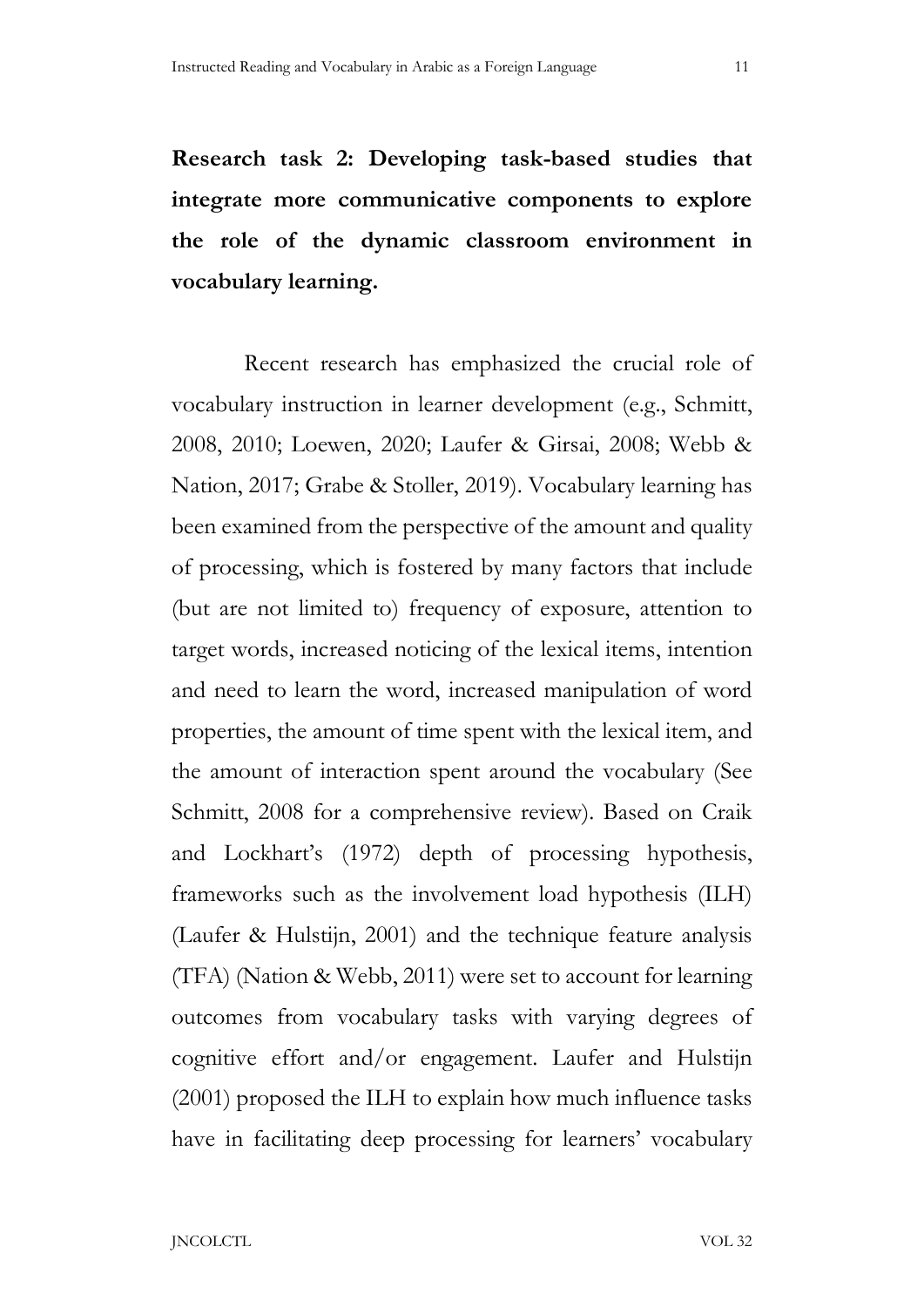**Research task 2: Developing task-based studies that integrate more communicative components to explore the role of the dynamic classroom environment in vocabulary learning.**

Recent research has emphasized the crucial role of vocabulary instruction in learner development (e.g., Schmitt, 2008, 2010; Loewen, 2020; Laufer & Girsai, 2008; Webb & Nation, 2017; Grabe & Stoller, 2019). Vocabulary learning has been examined from the perspective of the amount and quality of processing, which is fostered by many factors that include (but are not limited to) frequency of exposure, attention to target words, increased noticing of the lexical items, intention and need to learn the word, increased manipulation of word properties, the amount of time spent with the lexical item, and the amount of interaction spent around the vocabulary (See Schmitt, 2008 for a comprehensive review). Based on Craik and Lockhart's (1972) depth of processing hypothesis, frameworks such as the involvement load hypothesis (ILH) (Laufer & Hulstijn, 2001) and the technique feature analysis (TFA) (Nation & Webb, 2011) were set to account for learning outcomes from vocabulary tasks with varying degrees of cognitive effort and/or engagement. Laufer and Hulstijn (2001) proposed the ILH to explain how much influence tasks have in facilitating deep processing for learners' vocabulary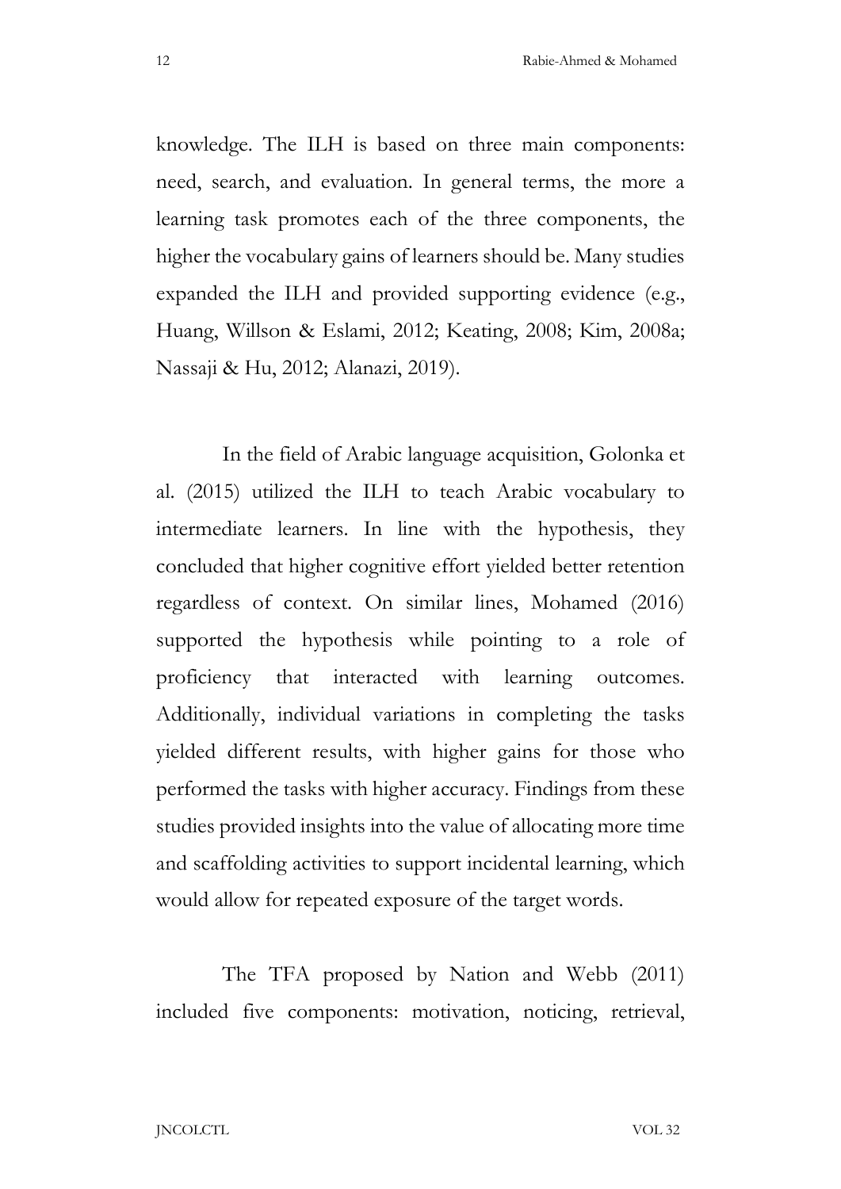knowledge. The ILH is based on three main components: need, search, and evaluation. In general terms, the more a learning task promotes each of the three components, the higher the vocabulary gains of learners should be. Many studies expanded the ILH and provided supporting evidence (e.g., Huang, Willson & Eslami, 2012; Keating, 2008; Kim, 2008a; Nassaji & Hu, 2012; Alanazi, 2019).

In the field of Arabic language acquisition, Golonka et al. (2015) utilized the ILH to teach Arabic vocabulary to intermediate learners. In line with the hypothesis, they concluded that higher cognitive effort yielded better retention regardless of context. On similar lines, Mohamed (2016) supported the hypothesis while pointing to a role of proficiency that interacted with learning outcomes. Additionally, individual variations in completing the tasks yielded different results, with higher gains for those who performed the tasks with higher accuracy. Findings from these studies provided insights into the value of allocating more time and scaffolding activities to support incidental learning, which would allow for repeated exposure of the target words.

The TFA proposed by Nation and Webb (2011) included five components: motivation, noticing, retrieval,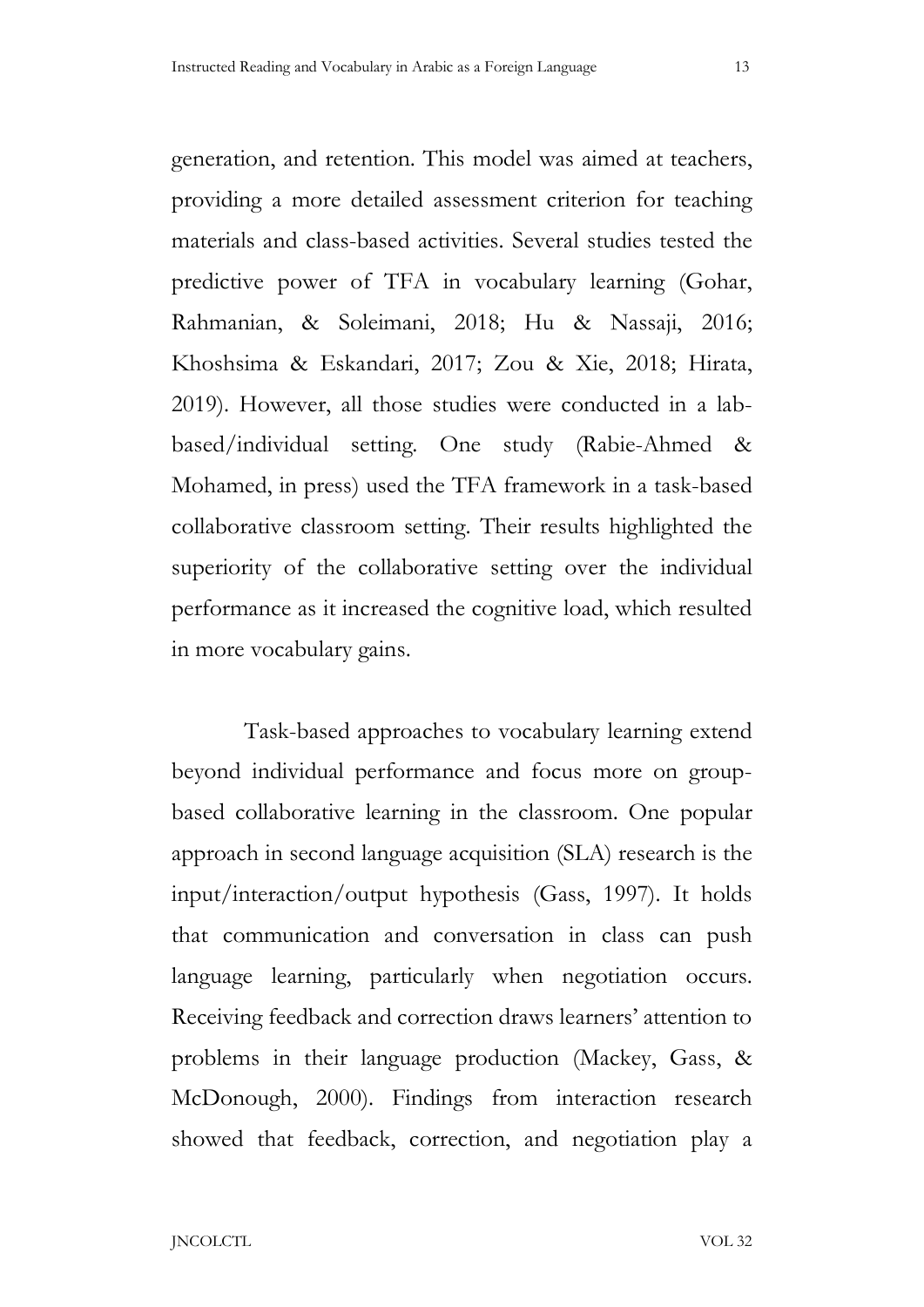generation, and retention. This model was aimed at teachers, providing a more detailed assessment criterion for teaching materials and class-based activities. Several studies tested the predictive power of TFA in vocabulary learning (Gohar, Rahmanian, & Soleimani, 2018; Hu & Nassaji, 2016; Khoshsima & Eskandari, 2017; Zou & Xie, 2018; Hirata, 2019). However, all those studies were conducted in a lab-based/individual setting. One study (Rabie-Ahmed & Mohamed, in press) used the TFA framework in a task-based collaborative classroom setting. Their results highlighted the superiority of the collaborative setting over the individual performance as it increased the cognitive load, which resulted in more vocabulary gains.

Task-based approaches to vocabulary learning extend beyond individual performance and focus more on group-based collaborative learning in the classroom. One popular approach in second language acquisition (SLA) research is the input/interaction/output hypothesis (Gass, 1997). It holds that communication and conversation in class can push language learning, particularly when negotiation occurs. Receiving feedback and correction draws learners' attention to problems in their language production (Mackey, Gass, & McDonough, 2000). Findings from interaction research showed that feedback, correction, and negotiation play a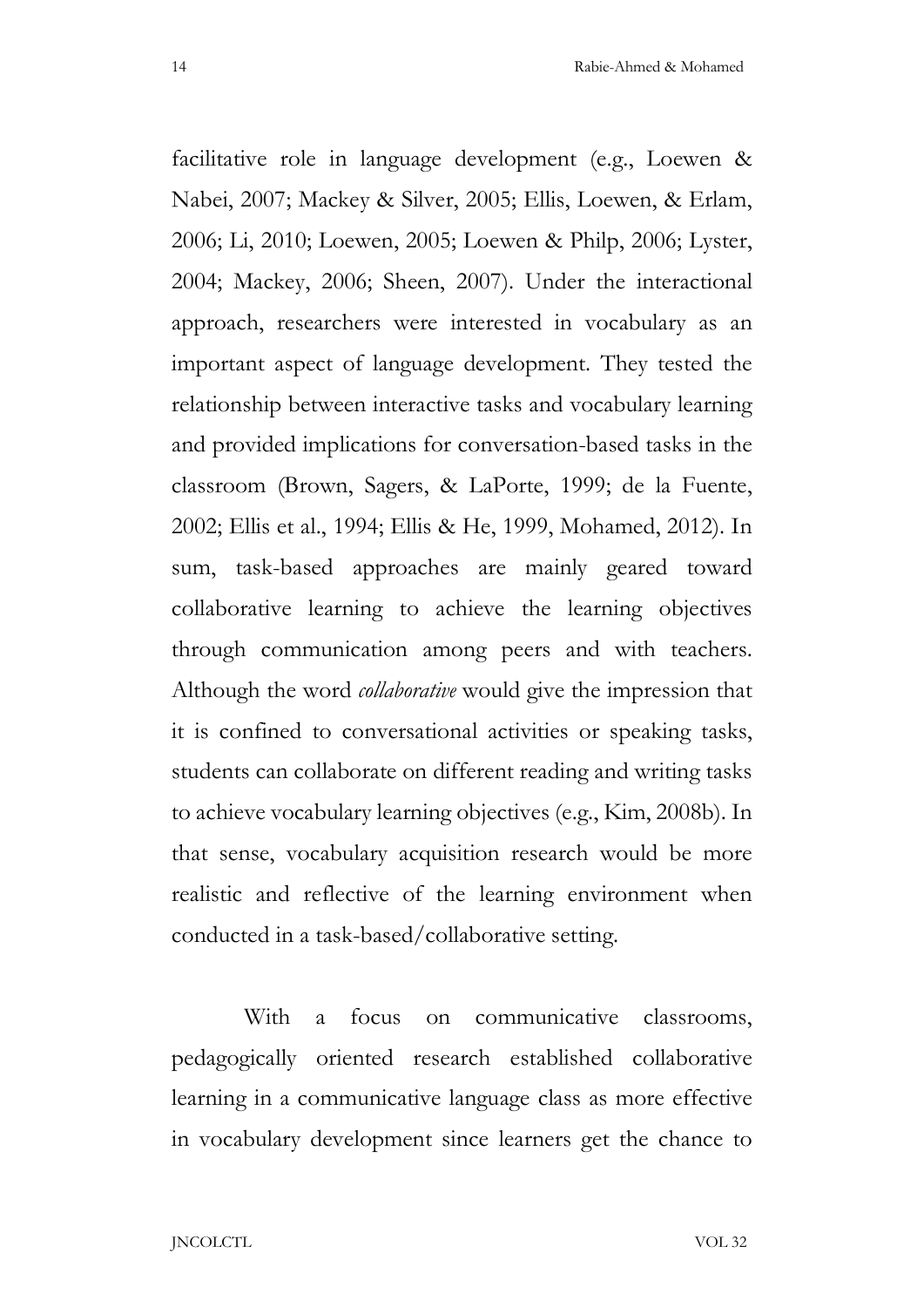facilitative role in language development (e.g., Loewen & Nabei, 2007; Mackey & Silver, 2005; Ellis, Loewen, & Erlam, 2006; Li, 2010; Loewen, 2005; Loewen & Philp, 2006; Lyster, 2004; Mackey, 2006; Sheen, 2007). Under the interactional approach, researchers were interested in vocabulary as an important aspect of language development. They tested the relationship between interactive tasks and vocabulary learning and provided implications for conversation-based tasks in the classroom (Brown, Sagers, & LaPorte, 1999; de la Fuente, 2002; Ellis et al., 1994; Ellis & He, 1999, Mohamed, 2012). In sum, task-based approaches are mainly geared toward collaborative learning to achieve the learning objectives through communication among peers and with teachers. Although the word *collaborative* would give the impression that it is confined to conversational activities or speaking tasks, students can collaborate on different reading and writing tasks to achieve vocabulary learning objectives (e.g., Kim, 2008b). In that sense, vocabulary acquisition research would be more realistic and reflective of the learning environment when conducted in a task-based/collaborative setting.

With a focus on communicative classrooms, pedagogically oriented research established collaborative learning in a communicative language class as more effective in vocabulary development since learners get the chance to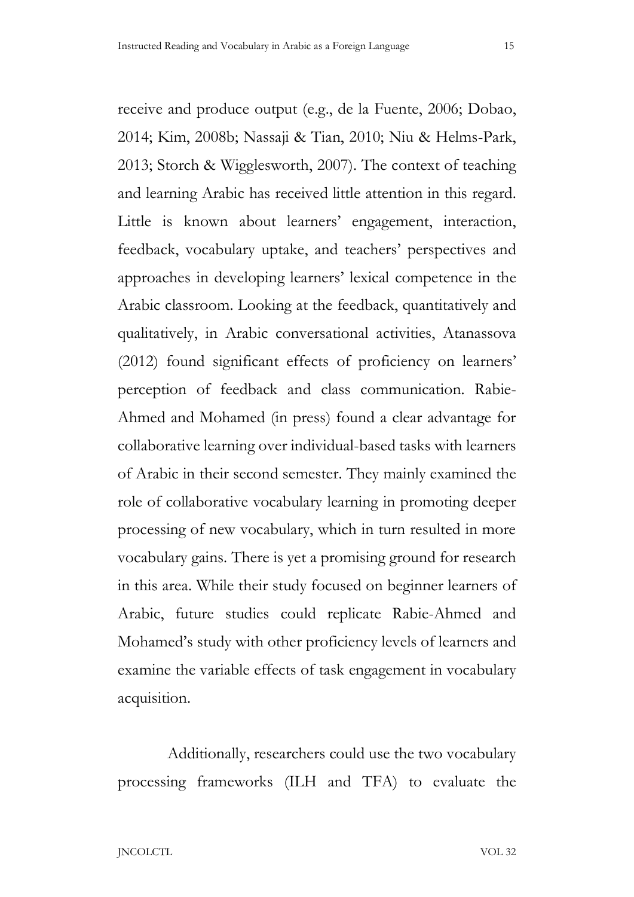receive and produce output (e.g., de la Fuente, 2006; Dobao, 2014; Kim, 2008b; Nassaji & Tian, 2010; Niu & Helms-Park, 2013; Storch & Wigglesworth, 2007). The context of teaching and learning Arabic has received little attention in this regard. Little is known about learners' engagement, interaction, feedback, vocabulary uptake, and teachers' perspectives and approaches in developing learners' lexical competence in the Arabic classroom. Looking at the feedback, quantitatively and qualitatively, in Arabic conversational activities, Atanassova (2012) found significant effects of proficiency on learners' perception of feedback and class communication. Rabie-Ahmed and Mohamed (in press) found a clear advantage for collaborative learning over individual-based tasks with learners of Arabic in their second semester. They mainly examined the role of collaborative vocabulary learning in promoting deeper processing of new vocabulary, which in turn resulted in more vocabulary gains. There is yet a promising ground for research in this area. While their study focused on beginner learners of Arabic, future studies could replicate Rabie-Ahmed and Mohamed's study with other proficiency levels of learners and examine the variable effects of task engagement in vocabulary acquisition.

Additionally, researchers could use the two vocabulary processing frameworks (ILH and TFA) to evaluate the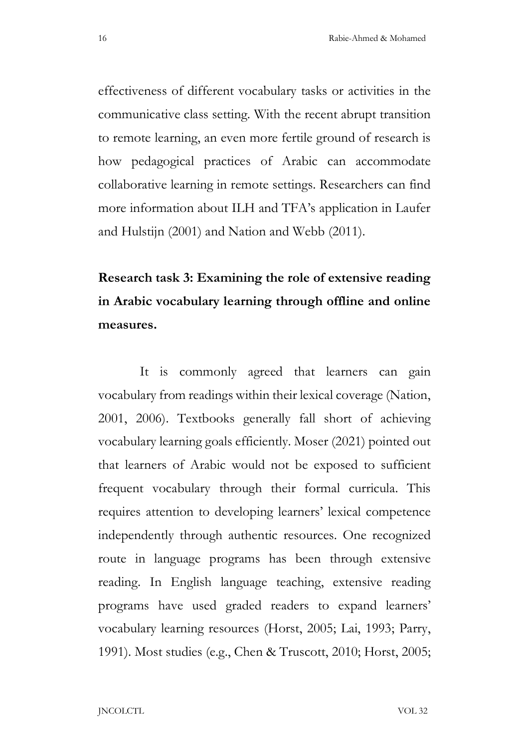effectiveness of different vocabulary tasks or activities in the communicative class setting. With the recent abrupt transition to remote learning, an even more fertile ground of research is how pedagogical practices of Arabic can accommodate collaborative learning in remote settings. Researchers can find more information about ILH and TFA's application in Laufer and Hulstijn (2001) and Nation and Webb (2011).

**Research task 3: Examining the role of extensive reading in Arabic vocabulary learning through offline and online measures.**

It is commonly agreed that learners can gain vocabulary from readings within their lexical coverage (Nation, 2001, 2006). Textbooks generally fall short of achieving vocabulary learning goals efficiently. Moser (2021) pointed out that learners of Arabic would not be exposed to sufficient frequent vocabulary through their formal curricula. This requires attention to developing learners' lexical competence independently through authentic resources. One recognized route in language programs has been through extensive reading. In English language teaching, extensive reading programs have used graded readers to expand learners' vocabulary learning resources (Horst, 2005; Lai, 1993; Parry, 1991). Most studies (e.g., Chen & Truscott, 2010; Horst, 2005;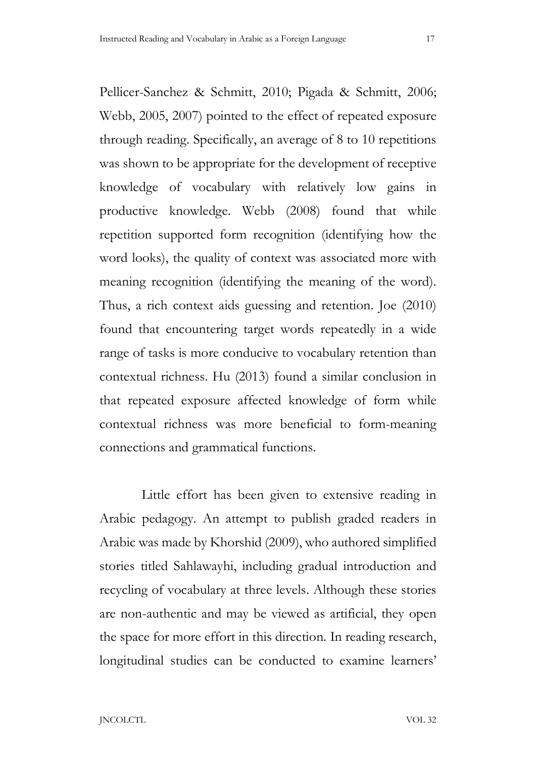Pellicer-Sanchez & Schmitt, 2010; Pigada & Schmitt, 2006; Webb, 2005, 2007) pointed to the effect of repeated exposure through reading. Specifically, an average of 8 to 10 repetitions was shown to be appropriate for the development of receptive knowledge of vocabulary with relatively low gains in productive knowledge. Webb (2008) found that while repetition supported form recognition (identifying how the word looks), the quality of context was associated more with meaning recognition (identifying the meaning of the word). Thus, a rich context aids guessing and retention. Joe (2010) found that encountering target words repeatedly in a wide range of tasks is more conducive to vocabulary retention than contextual richness. Hu (2013) found a similar conclusion in that repeated exposure affected knowledge of form while contextual richness was more beneficial to form-meaning connections and grammatical functions.

Little effort has been given to extensive reading in Arabic pedagogy. An attempt to publish graded readers in Arabic was made by Khorshid (2009), who authored simplified stories titled Sahlawayhi, including gradual introduction and recycling of vocabulary at three levels. Although these stories are non-authentic and may be viewed as artificial, they open the space for more effort in this direction. In reading research, longitudinal studies can be conducted to examine learners'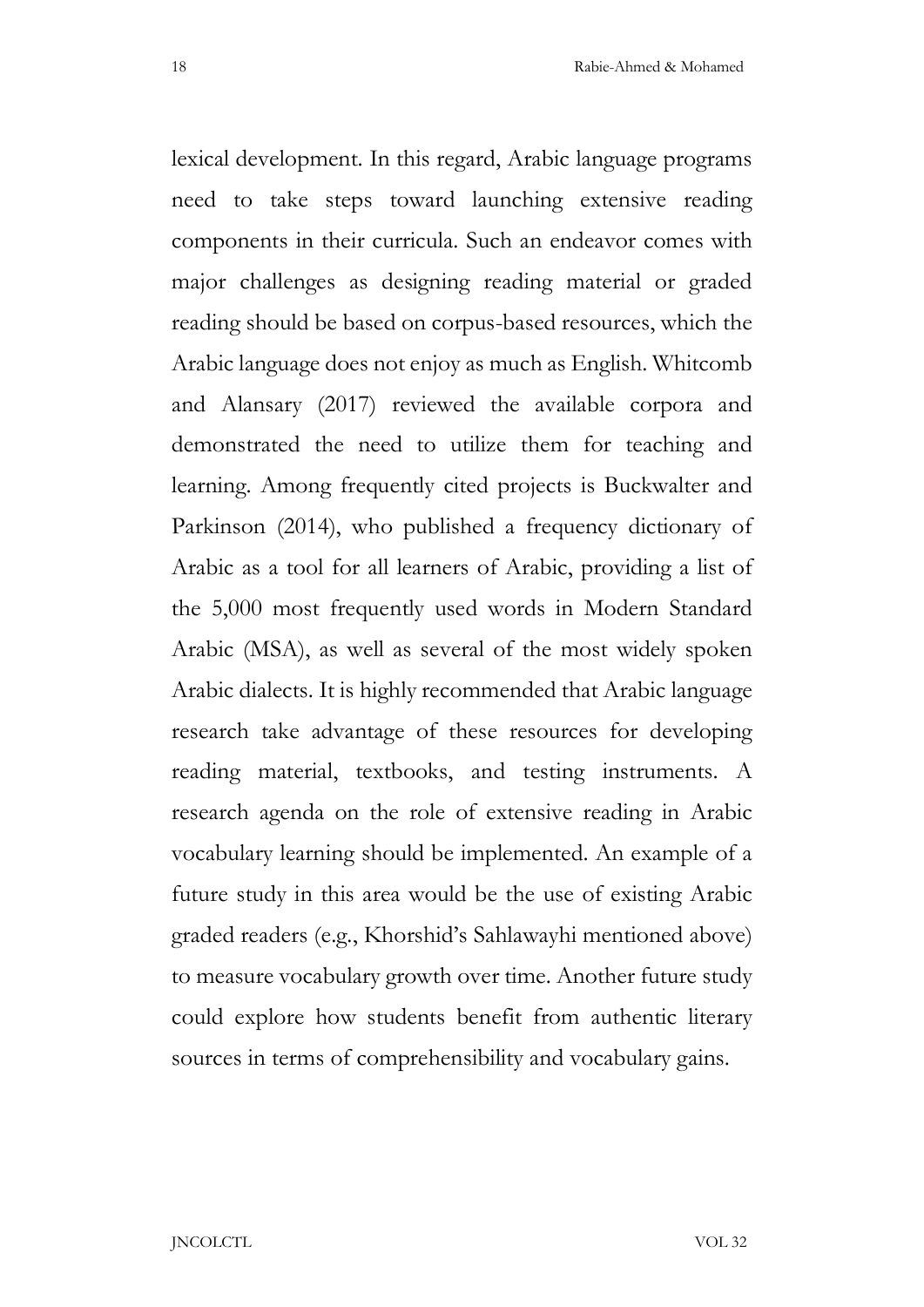lexical development. In this regard, Arabic language programs need to take steps toward launching extensive reading components in their curricula. Such an endeavor comes with major challenges as designing reading material or graded reading should be based on corpus-based resources, which the Arabic language does not enjoy as much as English. Whitcomb and Alansary (2017) reviewed the available corpora and demonstrated the need to utilize them for teaching and learning. Among frequently cited projects is Buckwalter and Parkinson (2014), who published a frequency dictionary of Arabic as a tool for all learners of Arabic, providing a list of the 5,000 most frequently used words in Modern Standard Arabic (MSA), as well as several of the most widely spoken Arabic dialects. It is highly recommended that Arabic language research take advantage of these resources for developing reading material, textbooks, and testing instruments. A research agenda on the role of extensive reading in Arabic vocabulary learning should be implemented. An example of a future study in this area would be the use of existing Arabic graded readers (e.g., Khorshid's Sahlawayhi mentioned above) to measure vocabulary growth over time. Another future study could explore how students benefit from authentic literary sources in terms of comprehensibility and vocabulary gains.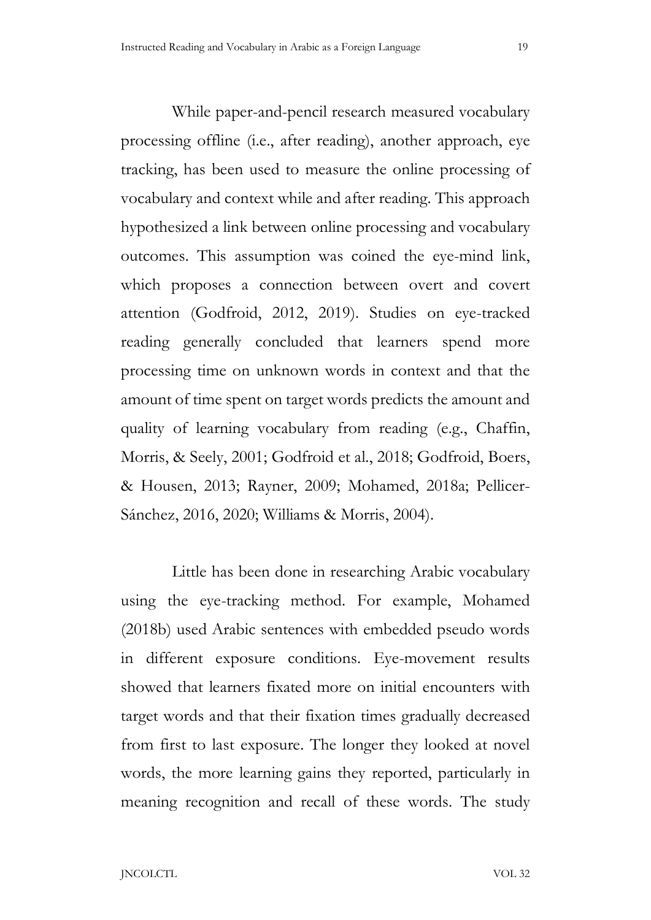While paper-and-pencil research measured vocabulary processing offline (i.e., after reading), another approach, eye tracking, has been used to measure the online processing of vocabulary and context while and after reading. This approach hypothesized a link between online processing and vocabulary outcomes. This assumption was coined the eye-mind link, which proposes a connection between overt and covert attention (Godfroid, 2012, 2019). Studies on eye-tracked reading generally concluded that learners spend more processing time on unknown words in context and that the amount of time spent on target words predicts the amount and quality of learning vocabulary from reading (e.g., Chaffin, Morris, & Seely, 2001; Godfroid et al., 2018; Godfroid, Boers, & Housen, 2013; Rayner, 2009; Mohamed, 2018a; Pellicer-Sánchez, 2016, 2020; Williams & Morris, 2004).

Little has been done in researching Arabic vocabulary using the eye-tracking method. For example, Mohamed (2018b) used Arabic sentences with embedded pseudo words in different exposure conditions. Eye-movement results showed that learners fixated more on initial encounters with target words and that their fixation times gradually decreased from first to last exposure. The longer they looked at novel words, the more learning gains they reported, particularly in meaning recognition and recall of these words. The study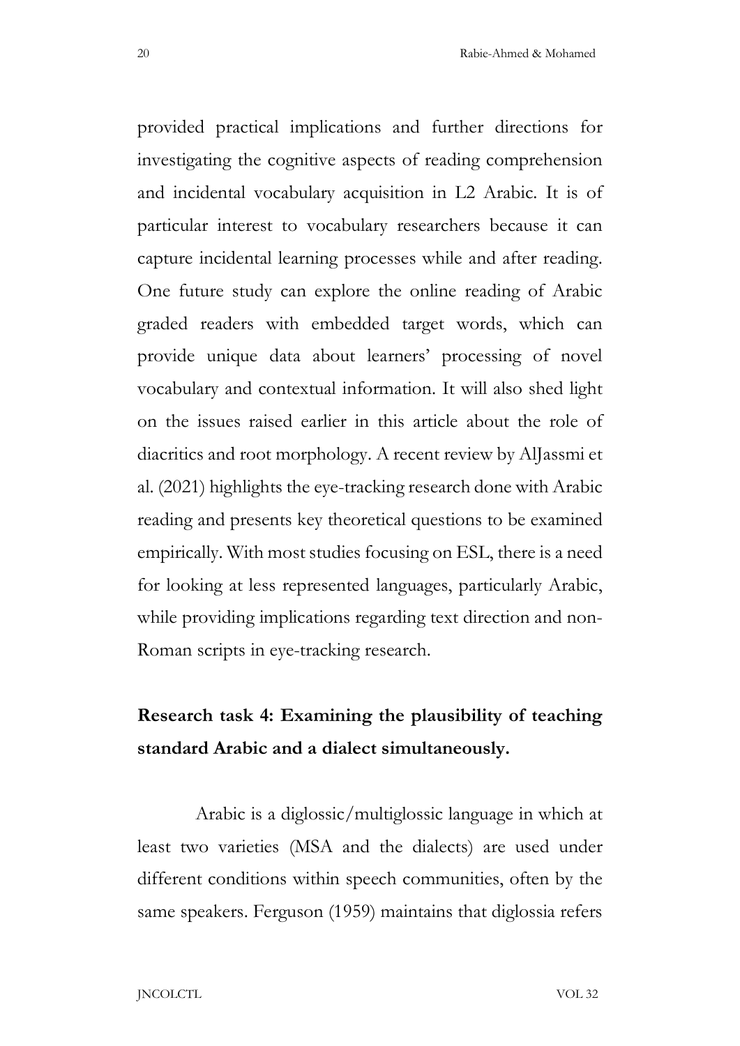provided practical implications and further directions for investigating the cognitive aspects of reading comprehension and incidental vocabulary acquisition in L2 Arabic. It is of particular interest to vocabulary researchers because it can capture incidental learning processes while and after reading. One future study can explore the online reading of Arabic graded readers with embedded target words, which can provide unique data about learners' processing of novel vocabulary and contextual information. It will also shed light on the issues raised earlier in this article about the role of diacritics and root morphology. A recent review by AlJassmi et al. (2021) highlights the eye-tracking research done with Arabic reading and presents key theoretical questions to be examined empirically. With most studies focusing on ESL, there is a need for looking at less represented languages, particularly Arabic, while providing implications regarding text direction and non-Roman scripts in eye-tracking research.

### Research task 4: Examining the plausibility of teaching standard Arabic and a dialect simultaneously.

Arabic is a diglossic/multiglossic language in which at least two varieties (MSA and the dialects) are used under different conditions within speech communities, often by the same speakers. Ferguson (1959) maintains that diglossia refers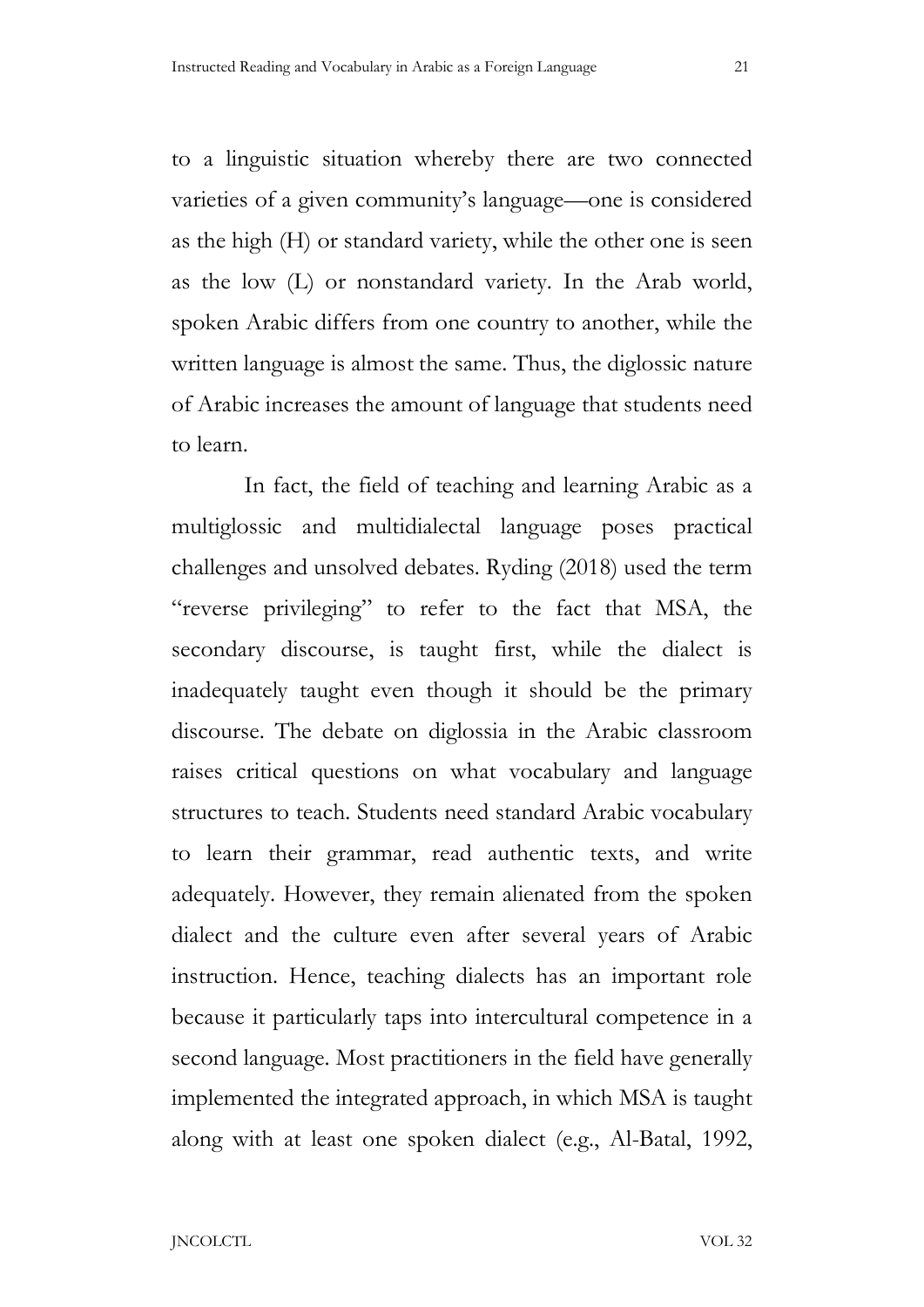to a linguistic situation whereby there are two connected varieties of a given community's language—one is considered as the high (H) or standard variety, while the other one is seen as the low (L) or nonstandard variety. In the Arab world, spoken Arabic differs from one country to another, while the written language is almost the same. Thus, the diglossic nature of Arabic increases the amount of language that students need to learn.

In fact, the field of teaching and learning Arabic as a multiglossic and multidialectal language poses practical challenges and unsolved debates. Ryding (2018) used the term "reverse privileging" to refer to the fact that MSA, the secondary discourse, is taught first, while the dialect is inadequately taught even though it should be the primary discourse. The debate on diglossia in the Arabic classroom raises critical questions on what vocabulary and language structures to teach. Students need standard Arabic vocabulary to learn their grammar, read authentic texts, and write adequately. However, they remain alienated from the spoken dialect and the culture even after several years of Arabic instruction. Hence, teaching dialects has an important role because it particularly taps into intercultural competence in a second language. Most practitioners in the field have generally implemented the integrated approach, in which MSA is taught along with at least one spoken dialect (e.g., Al-Batal, 1992,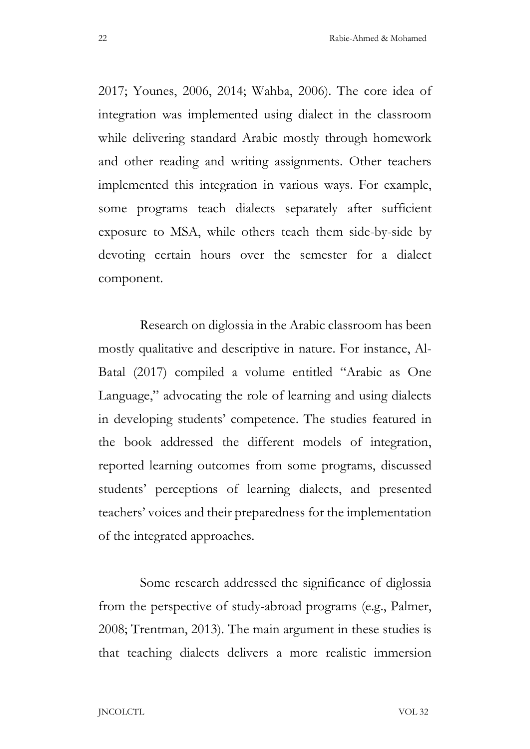2017; Younes, 2006, 2014; Wahba, 2006). The core idea of integration was implemented using dialect in the classroom while delivering standard Arabic mostly through homework and other reading and writing assignments. Other teachers implemented this integration in various ways. For example, some programs teach dialects separately after sufficient exposure to MSA, while others teach them side-by-side by devoting certain hours over the semester for a dialect component.

Research on diglossia in the Arabic classroom has been mostly qualitative and descriptive in nature. For instance, Al-Batal (2017) compiled a volume entitled "Arabic as One Language," advocating the role of learning and using dialects in developing students' competence. The studies featured in the book addressed the different models of integration, reported learning outcomes from some programs, discussed students' perceptions of learning dialects, and presented teachers' voices and their preparedness for the implementation of the integrated approaches.

Some research addressed the significance of diglossia from the perspective of study-abroad programs (e.g., Palmer, 2008; Trentman, 2013). The main argument in these studies is that teaching dialects delivers a more realistic immersion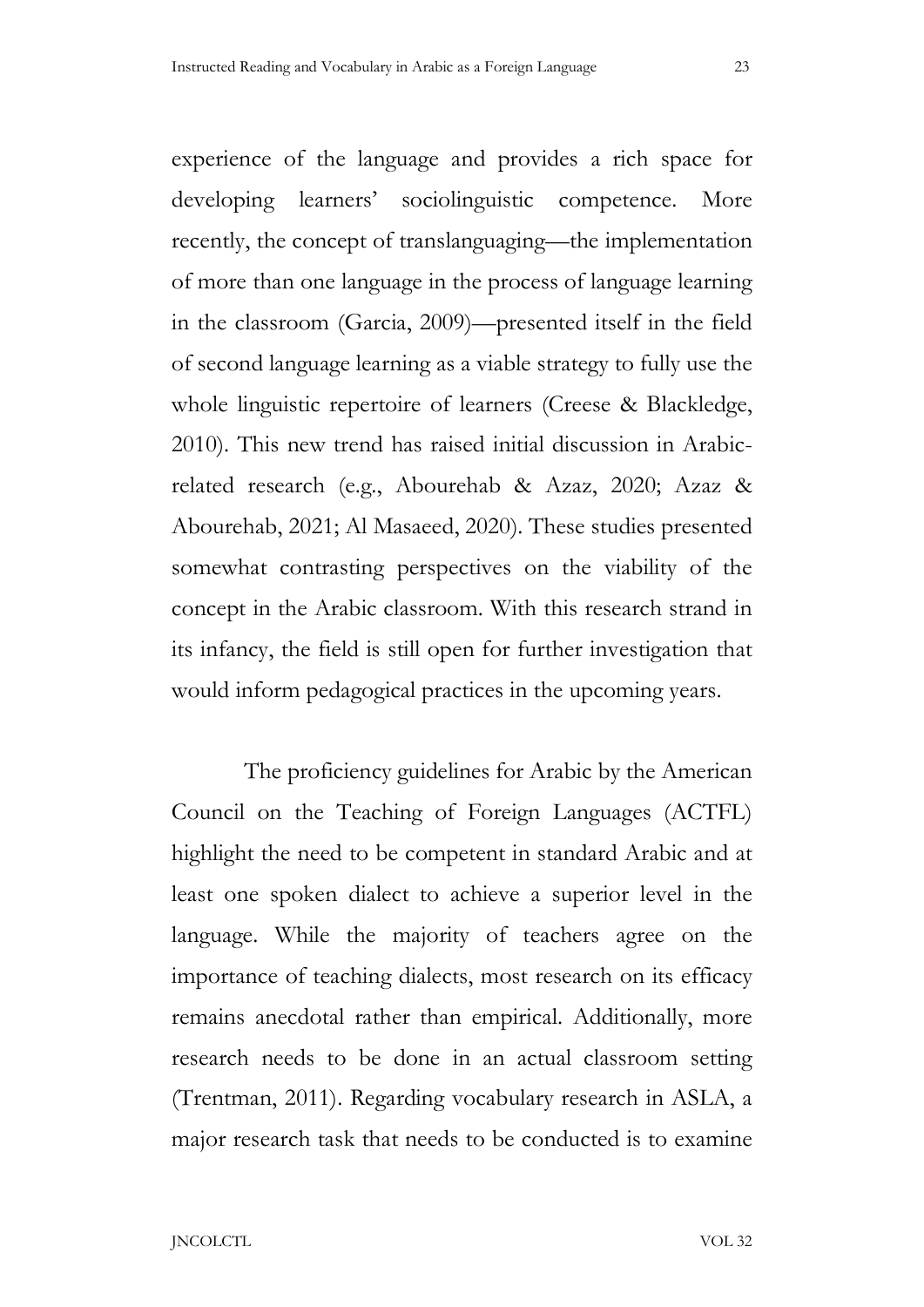experience of the language and provides a rich space for developing learners' sociolinguistic competence. More recently, the concept of translanguaging—the implementation of more than one language in the process of language learning in the classroom (Garcia, 2009)—presented itself in the field of second language learning as a viable strategy to fully use the whole linguistic repertoire of learners (Creese & Blackledge, 2010). This new trend has raised initial discussion in Arabic-related research (e.g., Abourehab & Azaz, 2020; Azaz & Abourehab, 2021; Al Masaeed, 2020). These studies presented somewhat contrasting perspectives on the viability of the concept in the Arabic classroom. With this research strand in its infancy, the field is still open for further investigation that would inform pedagogical practices in the upcoming years.

The proficiency guidelines for Arabic by the American Council on the Teaching of Foreign Languages (ACTFL) highlight the need to be competent in standard Arabic and at least one spoken dialect to achieve a superior level in the language. While the majority of teachers agree on the importance of teaching dialects, most research on its efficacy remains anecdotal rather than empirical. Additionally, more research needs to be done in an actual classroom setting (Trentman, 2011). Regarding vocabulary research in ASLA, a major research task that needs to be conducted is to examine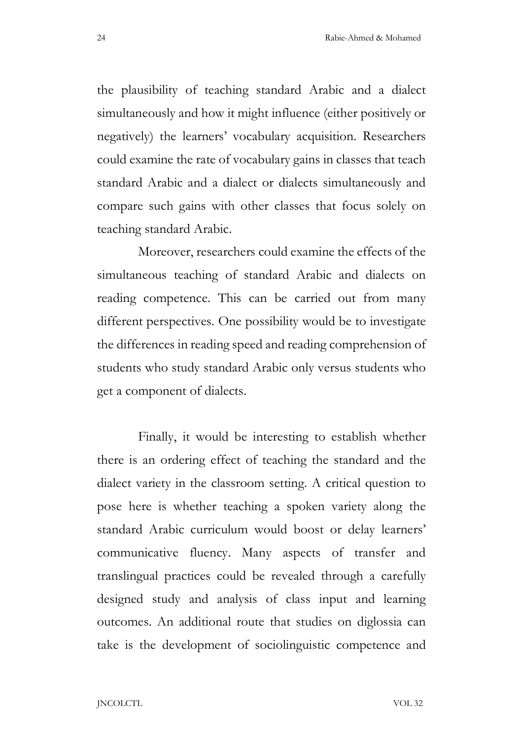the plausibility of teaching standard Arabic and a dialect simultaneously and how it might influence (either positively or negatively) the learners' vocabulary acquisition. Researchers could examine the rate of vocabulary gains in classes that teach standard Arabic and a dialect or dialects simultaneously and compare such gains with other classes that focus solely on teaching standard Arabic.

Moreover, researchers could examine the effects of the simultaneous teaching of standard Arabic and dialects on reading competence. This can be carried out from many different perspectives. One possibility would be to investigate the differences in reading speed and reading comprehension of students who study standard Arabic only versus students who get a component of dialects.

Finally, it would be interesting to establish whether there is an ordering effect of teaching the standard and the dialect variety in the classroom setting. A critical question to pose here is whether teaching a spoken variety along the standard Arabic curriculum would boost or delay learners' communicative fluency. Many aspects of transfer and translingual practices could be revealed through a carefully designed study and analysis of class input and learning outcomes. An additional route that studies on diglossia can take is the development of sociolinguistic competence and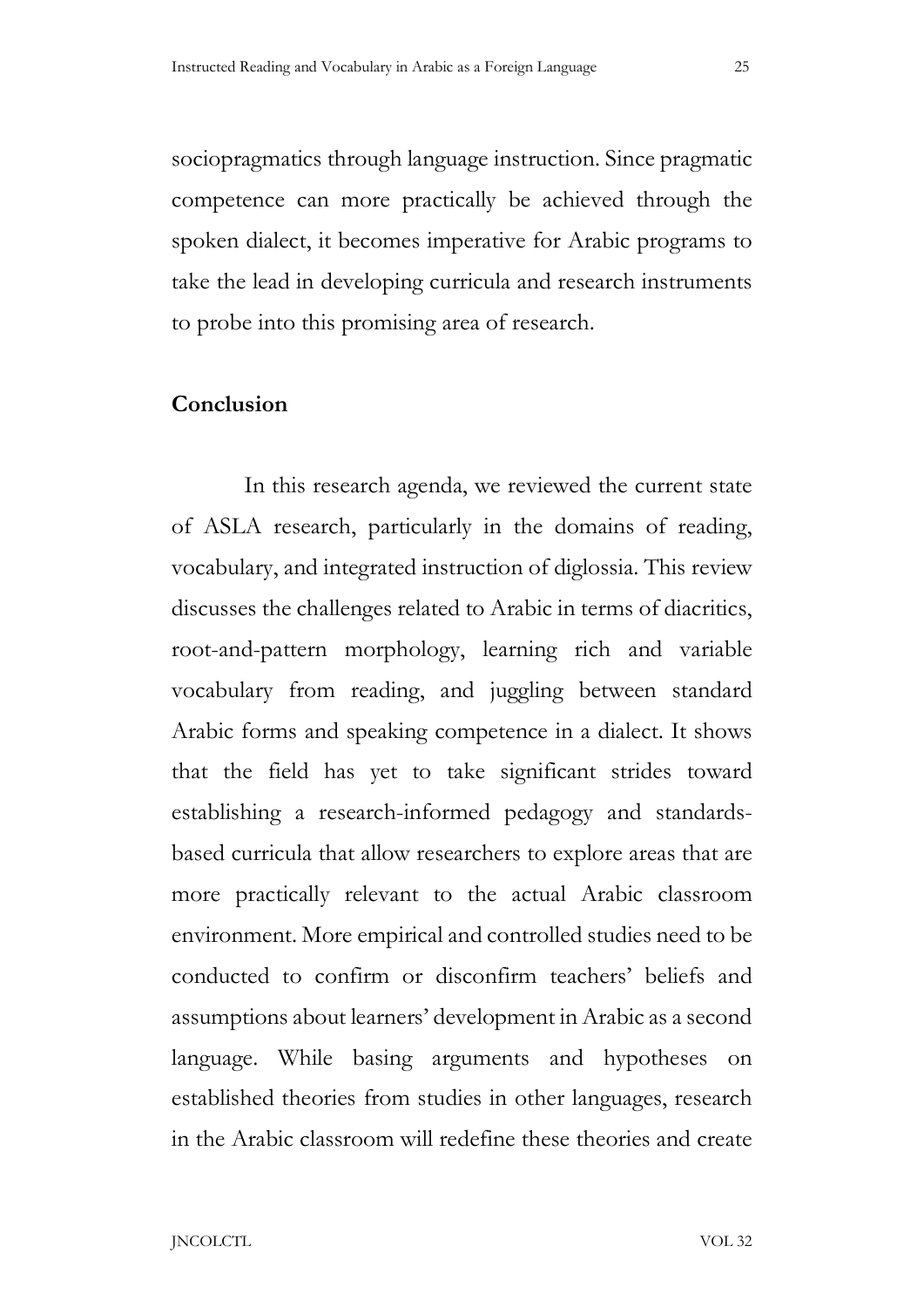sociopragmatics through language instruction. Since pragmatic competence can more practically be achieved through the spoken dialect, it becomes imperative for Arabic programs to take the lead in developing curricula and research instruments to probe into this promising area of research.

## Conclusion

In this research agenda, we reviewed the current state of ASLA research, particularly in the domains of reading, vocabulary, and integrated instruction of diglossia. This review discusses the challenges related to Arabic in terms of diacritics, root-and-pattern morphology, learning rich and variable vocabulary from reading, and juggling between standard Arabic forms and speaking competence in a dialect. It shows that the field has yet to take significant strides toward establishing a research-informed pedagogy and standards-based curricula that allow researchers to explore areas that are more practically relevant to the actual Arabic classroom environment. More empirical and controlled studies need to be conducted to confirm or disconfirm teachers' beliefs and assumptions about learners' development in Arabic as a second language. While basing arguments and hypotheses on established theories from studies in other languages, research in the Arabic classroom will redefine these theories and create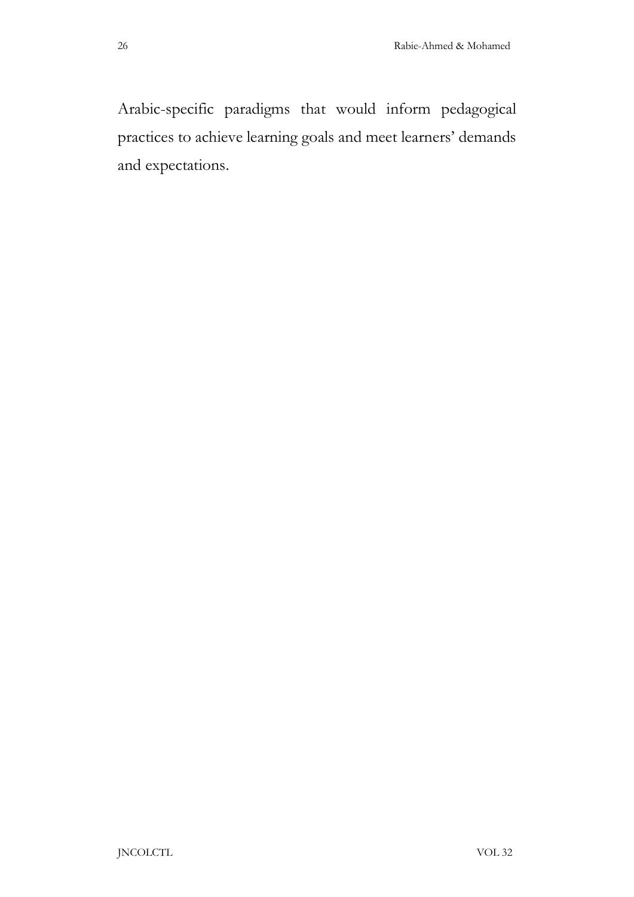Arabic-specific paradigms that would inform pedagogical practices to achieve learning goals and meet learners' demands and expectations.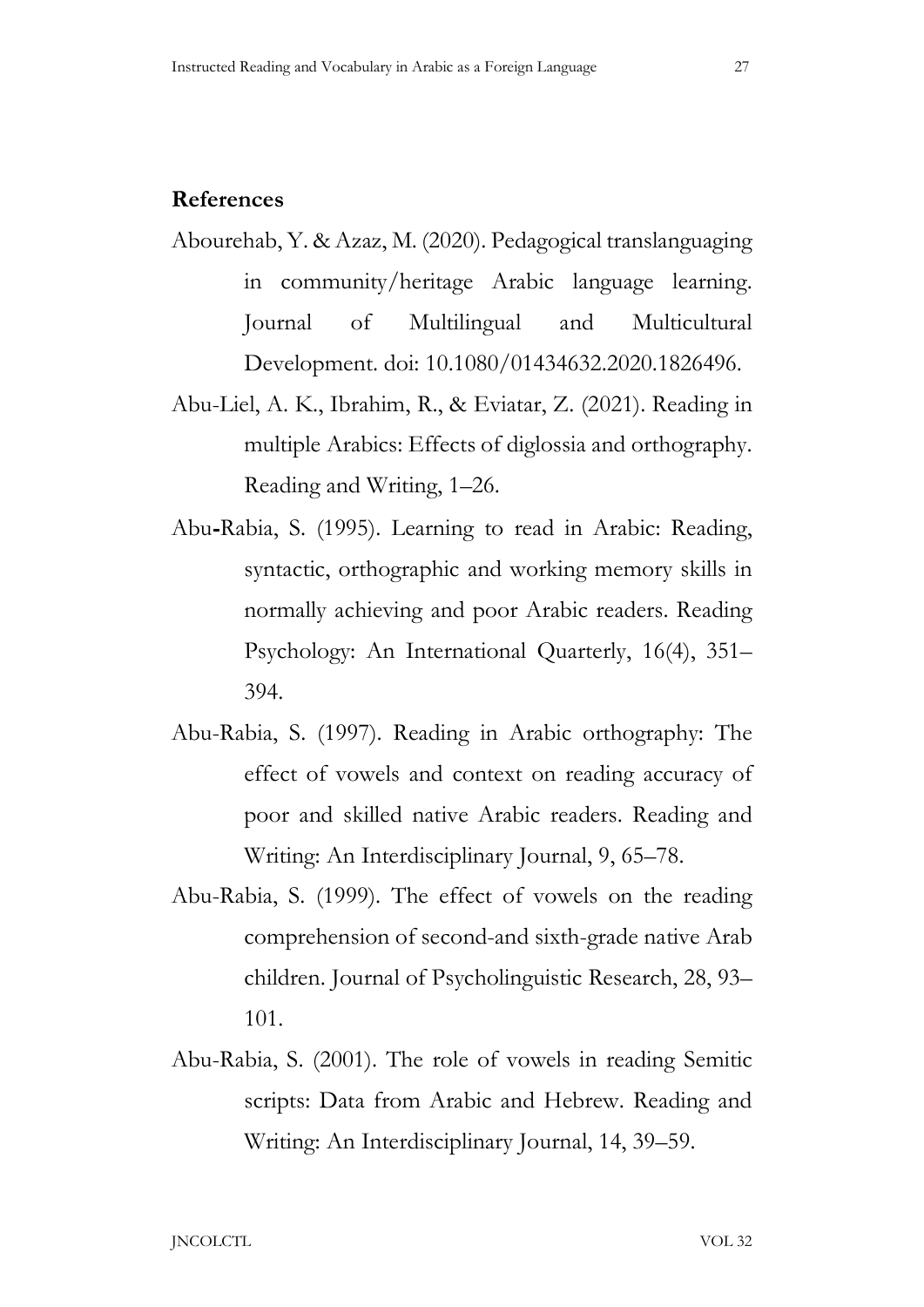## References

Abourehab, Y. & Azaz, M. (2020). Pedagogical translanguaging in community/heritage Arabic language learning. Journal of Multilingual and Multicultural Development. doi: 10.1080/01434632.2020.1826496.

Abu-Liel, A. K., Ibrahim, R., & Eviatar, Z. (2021). Reading in multiple Arabics: Effects of diglossia and orthography. Reading and Writing, 1–26.

Abu-Rabia, S. (1995). Learning to read in Arabic: Reading, syntactic, orthographic and working memory skills in normally achieving and poor Arabic readers. Reading Psychology: An International Quarterly, 16(4), 351–394.

Abu-Rabia, S. (1997). Reading in Arabic orthography: The effect of vowels and context on reading accuracy of poor and skilled native Arabic readers. Reading and Writing: An Interdisciplinary Journal, 9, 65–78.

Abu-Rabia, S. (1999). The effect of vowels on the reading comprehension of second-and sixth-grade native Arab children. Journal of Psycholinguistic Research, 28, 93–101.

Abu-Rabia, S. (2001). The role of vowels in reading Semitic scripts: Data from Arabic and Hebrew. Reading and Writing: An Interdisciplinary Journal, 14, 39–59.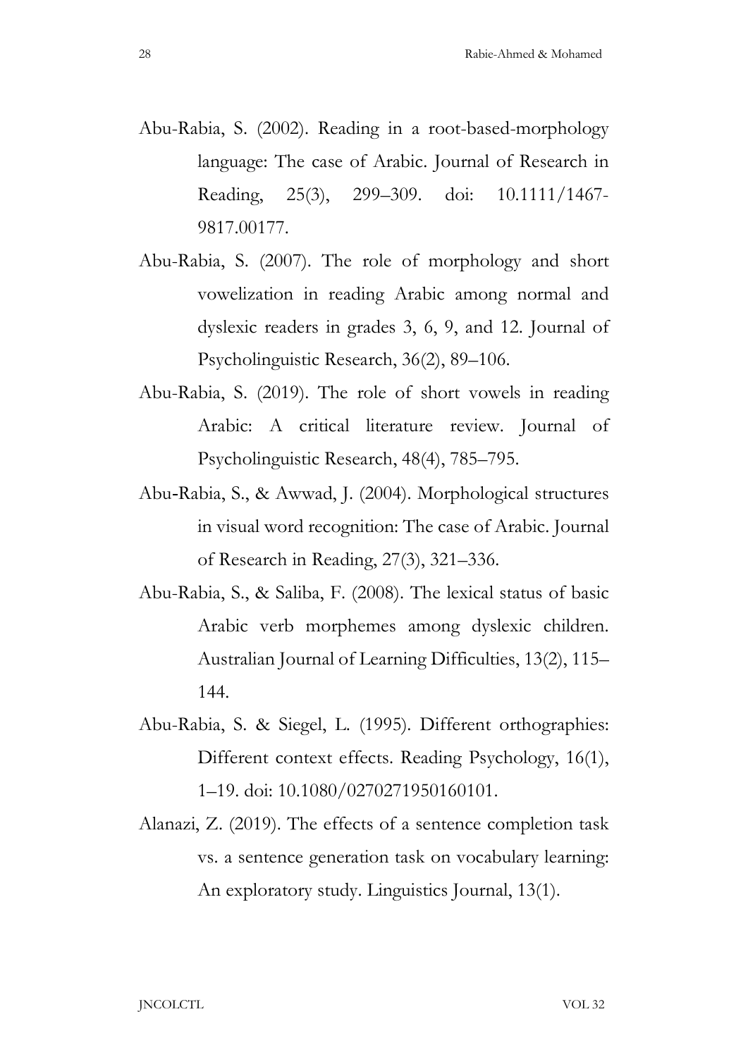Abu-Rabia, S. (2002). Reading in a root-based-morphology language: The case of Arabic. Journal of Research in Reading, 25(3), 299–309. doi: 10.1111/1467-9817.00177.

Abu-Rabia, S. (2007). The role of morphology and short vowelization in reading Arabic among normal and dyslexic readers in grades 3, 6, 9, and 12. Journal of Psycholinguistic Research, 36(2), 89–106.

Abu-Rabia, S. (2019). The role of short vowels in reading Arabic: A critical literature review. Journal of Psycholinguistic Research, 48(4), 785–795.

Abu-Rabia, S., & Awwad, J. (2004). Morphological structures in visual word recognition: The case of Arabic. Journal of Research in Reading, 27(3), 321–336.

Abu-Rabia, S., & Saliba, F. (2008). The lexical status of basic Arabic verb morphemes among dyslexic children. Australian Journal of Learning Difficulties, 13(2), 115–144.

Abu-Rabia, S. & Siegel, L. (1995). Different orthographies: Different context effects. Reading Psychology, 16(1), 1–19. doi: 10.1080/0270271950160101.

Alanazi, Z. (2019). The effects of a sentence completion task vs. a sentence generation task on vocabulary learning: An exploratory study. Linguistics Journal, 13(1).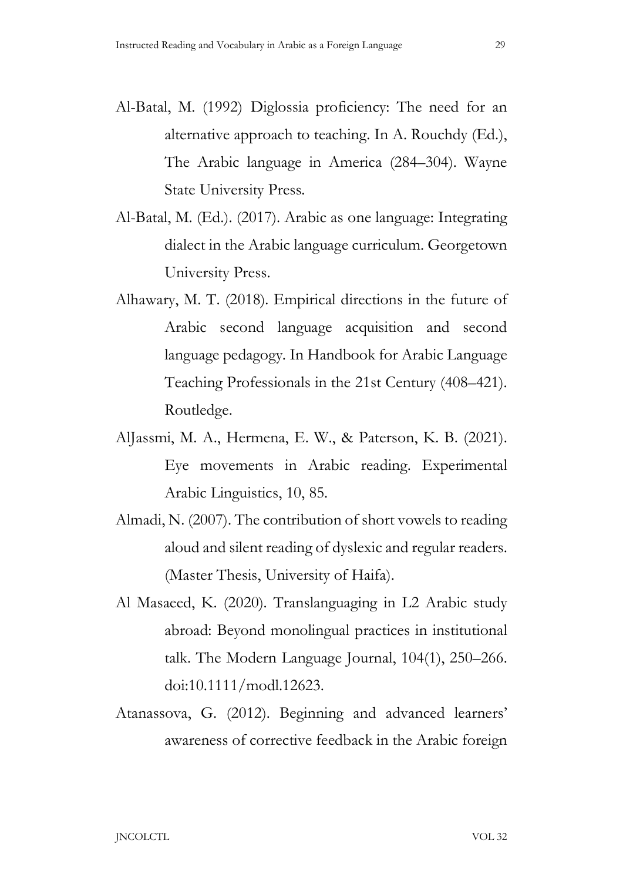Al-Batal, M. (1992) Diglossia proficiency: The need for an alternative approach to teaching. In A. Rouchdy (Ed.), The Arabic language in America (284–304). Wayne State University Press.

Al-Batal, M. (Ed.). (2017). Arabic as one language: Integrating dialect in the Arabic language curriculum. Georgetown University Press.

Alhawary, M. T. (2018). Empirical directions in the future of Arabic second language acquisition and second language pedagogy. In Handbook for Arabic Language Teaching Professionals in the 21st Century (408–421). Routledge.

AlJassmi, M. A., Hermena, E. W., & Paterson, K. B. (2021). Eye movements in Arabic reading. Experimental Arabic Linguistics, 10, 85.

Almadi, N. (2007). The contribution of short vowels to reading aloud and silent reading of dyslexic and regular readers. (Master Thesis, University of Haifa).

Al Masaeed, K. (2020). Translanguaging in L2 Arabic study abroad: Beyond monolingual practices in institutional talk. The Modern Language Journal, 104(1), 250–266. doi:10.1111/modl.12623.

Atanassova, G. (2012). Beginning and advanced learners' awareness of corrective feedback in the Arabic foreign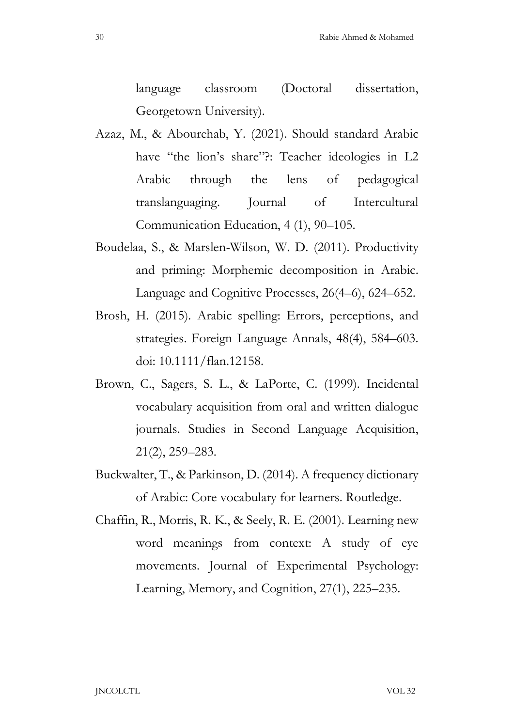language classroom (Doctoral dissertation, Georgetown University).

Azaz, M., & Abourehab, Y. (2021). Should standard Arabic have "the lion's share"?: Teacher ideologies in L2 Arabic through the lens of pedagogical translanguaging. Journal of Intercultural Communication Education, 4 (1), 90–105.

Boudelaa, S., & Marslen-Wilson, W. D. (2011). Productivity and priming: Morphemic decomposition in Arabic. Language and Cognitive Processes, 26(4–6), 624–652.

Brosh, H. (2015). Arabic spelling: Errors, perceptions, and strategies. Foreign Language Annals, 48(4), 584–603. doi: 10.1111/flan.12158.

Brown, C., Sagers, S. L., & LaPorte, C. (1999). Incidental vocabulary acquisition from oral and written dialogue journals. Studies in Second Language Acquisition, 21(2), 259–283.

Buckwalter, T., & Parkinson, D. (2014). A frequency dictionary of Arabic: Core vocabulary for learners. Routledge.

Chaffin, R., Morris, R. K., & Seely, R. E. (2001). Learning new word meanings from context: A study of eye movements. Journal of Experimental Psychology: Learning, Memory, and Cognition, 27(1), 225–235.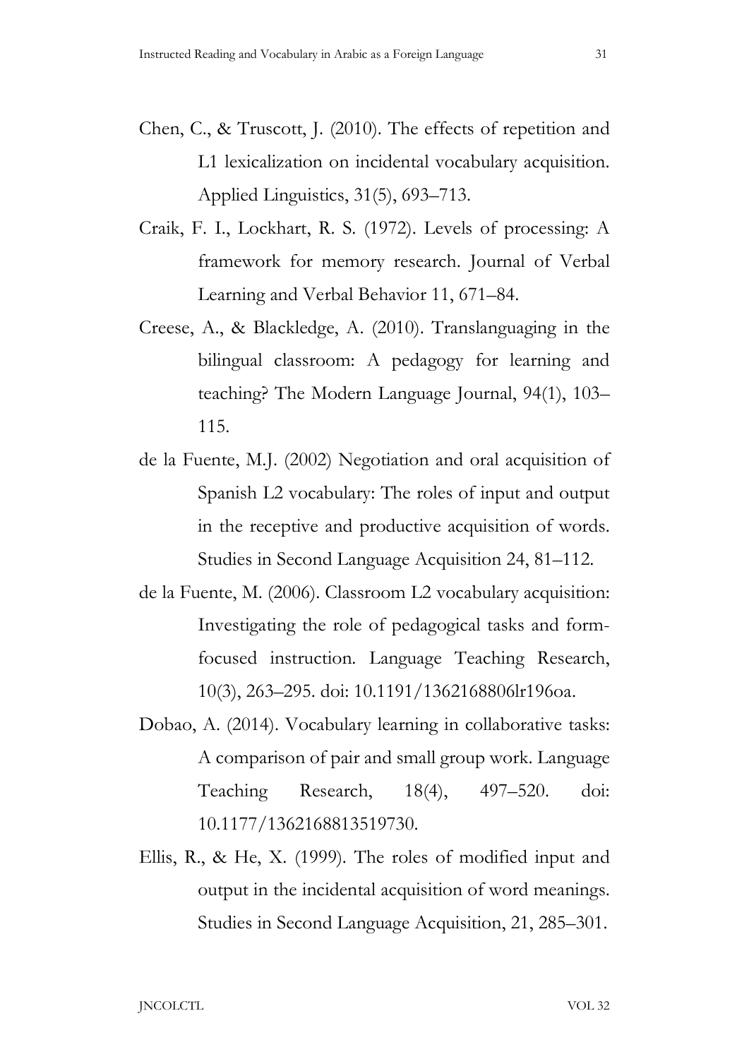Chen, C., & Truscott, J. (2010). The effects of repetition and L1 lexicalization on incidental vocabulary acquisition. Applied Linguistics, 31(5), 693–713.

Craik, F. I., Lockhart, R. S. (1972). Levels of processing: A framework for memory research. Journal of Verbal Learning and Verbal Behavior 11, 671–84.

Creese, A., & Blackledge, A. (2010). Translanguaging in the bilingual classroom: A pedagogy for learning and teaching? The Modern Language Journal, 94(1), 103–115.

de la Fuente, M.J. (2002) Negotiation and oral acquisition of Spanish L2 vocabulary: The roles of input and output in the receptive and productive acquisition of words. Studies in Second Language Acquisition 24, 81–112.

de la Fuente, M. (2006). Classroom L2 vocabulary acquisition: Investigating the role of pedagogical tasks and form-focused instruction. Language Teaching Research, 10(3), 263–295. doi: 10.1191/1362168806lr196oa.

Dobao, A. (2014). Vocabulary learning in collaborative tasks: A comparison of pair and small group work. Language Teaching Research, 18(4), 497–520. doi: 10.1177/1362168813519730.

Ellis, R., & He, X. (1999). The roles of modified input and output in the incidental acquisition of word meanings. Studies in Second Language Acquisition, 21, 285–301.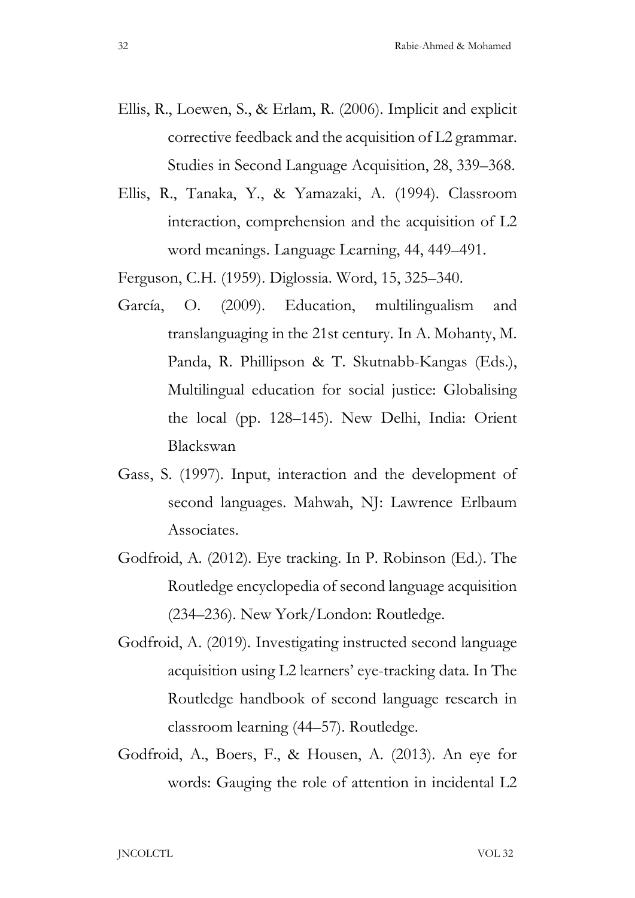Ellis, R., Loewen, S., & Erlam, R. (2006). Implicit and explicit corrective feedback and the acquisition of L2 grammar. Studies in Second Language Acquisition, 28, 339–368.

Ellis, R., Tanaka, Y., & Yamazaki, A. (1994). Classroom interaction, comprehension and the acquisition of L2 word meanings. Language Learning, 44, 449–491.

Ferguson, C.H. (1959). Diglossia. Word, 15, 325–340.

García, O. (2009). Education, multilingualism and translanguaging in the 21st century. In A. Mohanty, M. Panda, R. Phillipson & T. Skutnabb-Kangas (Eds.), Multilingual education for social justice: Globalising the local (pp. 128–145). New Delhi, India: Orient Blackswan

Gass, S. (1997). Input, interaction and the development of second languages. Mahwah, NJ: Lawrence Erlbaum Associates.

Godfroid, A. (2012). Eye tracking. In P. Robinson (Ed.). The Routledge encyclopedia of second language acquisition (234–236). New York/London: Routledge.

Godfroid, A. (2019). Investigating instructed second language acquisition using L2 learners' eye-tracking data. In The Routledge handbook of second language research in classroom learning (44–57). Routledge.

Godfroid, A., Boers, F., & Housen, A. (2013). An eye for words: Gauging the role of attention in incidental L2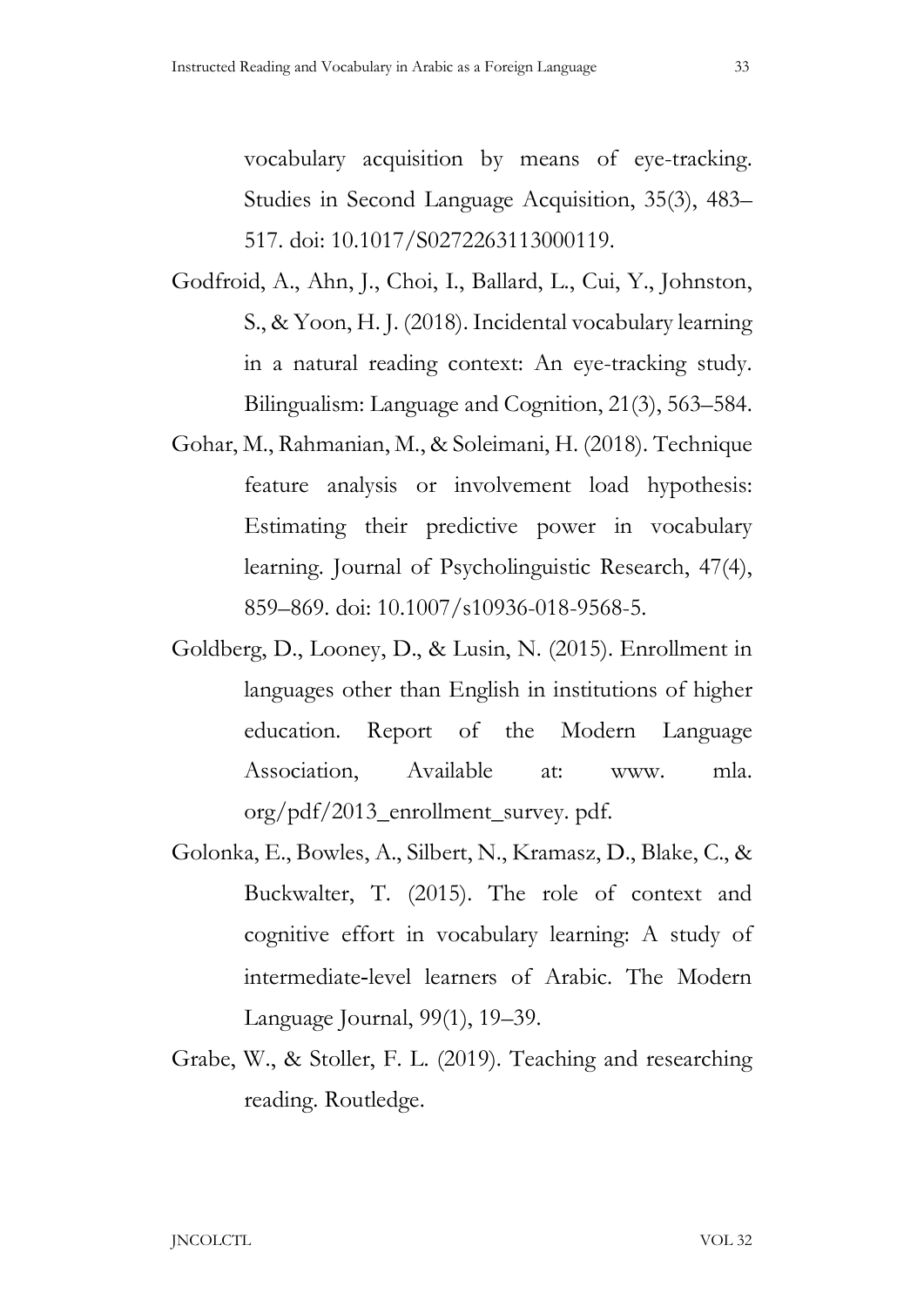vocabulary acquisition by means of eye-tracking. Studies in Second Language Acquisition, 35(3), 483–517. doi: 10.1017/S0272263113000119.

Godfroid, A., Ahn, J., Choi, I., Ballard, L., Cui, Y., Johnston, S., & Yoon, H. J. (2018). Incidental vocabulary learning in a natural reading context: An eye-tracking study. Bilingualism: Language and Cognition, 21(3), 563–584.

Gohar, M., Rahmanian, M., & Soleimani, H. (2018). Technique feature analysis or involvement load hypothesis: Estimating their predictive power in vocabulary learning. Journal of Psycholinguistic Research, 47(4), 859–869. doi: 10.1007/s10936-018-9568-5.

Goldberg, D., Looney, D., & Lusin, N. (2015). Enrollment in languages other than English in institutions of higher education. Report of the Modern Language Association, Available at: www. mla. org/pdf/2013_enrollment_survey. pdf.

Golonka, E., Bowles, A., Silbert, N., Kramasz, D., Blake, C., & Buckwalter, T. (2015). The role of context and cognitive effort in vocabulary learning: A study of intermediate-level learners of Arabic. The Modern Language Journal, 99(1), 19–39.

Grabe, W., & Stoller, F. L. (2019). Teaching and researching reading. Routledge.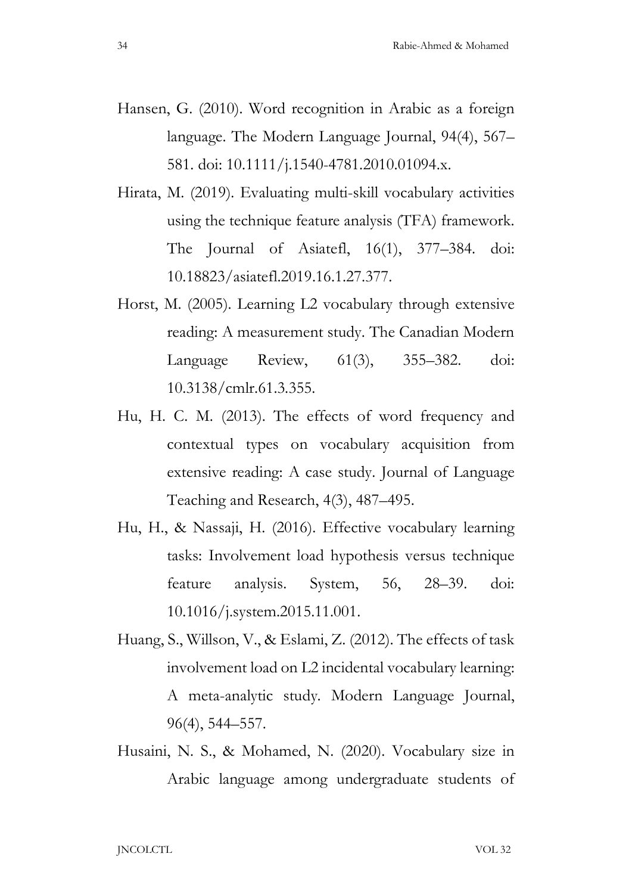Hansen, G. (2010). Word recognition in Arabic as a foreign language. The Modern Language Journal, 94(4), 567–581. doi: 10.1111/j.1540-4781.2010.01094.x.

Hirata, M. (2019). Evaluating multi-skill vocabulary activities using the technique feature analysis (TFA) framework. The Journal of Asiatefl, 16(1), 377–384. doi: 10.18823/asiatefl.2019.16.1.27.377.

Horst, M. (2005). Learning L2 vocabulary through extensive reading: A measurement study. The Canadian Modern Language Review, 61(3), 355–382. doi: 10.3138/cmlr.61.3.355.

Hu, H. C. M. (2013). The effects of word frequency and contextual types on vocabulary acquisition from extensive reading: A case study. Journal of Language Teaching and Research, 4(3), 487–495.

Hu, H., & Nassaji, H. (2016). Effective vocabulary learning tasks: Involvement load hypothesis versus technique feature analysis. System, 56, 28–39. doi: 10.1016/j.system.2015.11.001.

Huang, S., Willson, V., & Eslami, Z. (2012). The effects of task involvement load on L2 incidental vocabulary learning: A meta-analytic study. Modern Language Journal, 96(4), 544–557.

Husaini, N. S., & Mohamed, N. (2020). Vocabulary size in Arabic language among undergraduate students of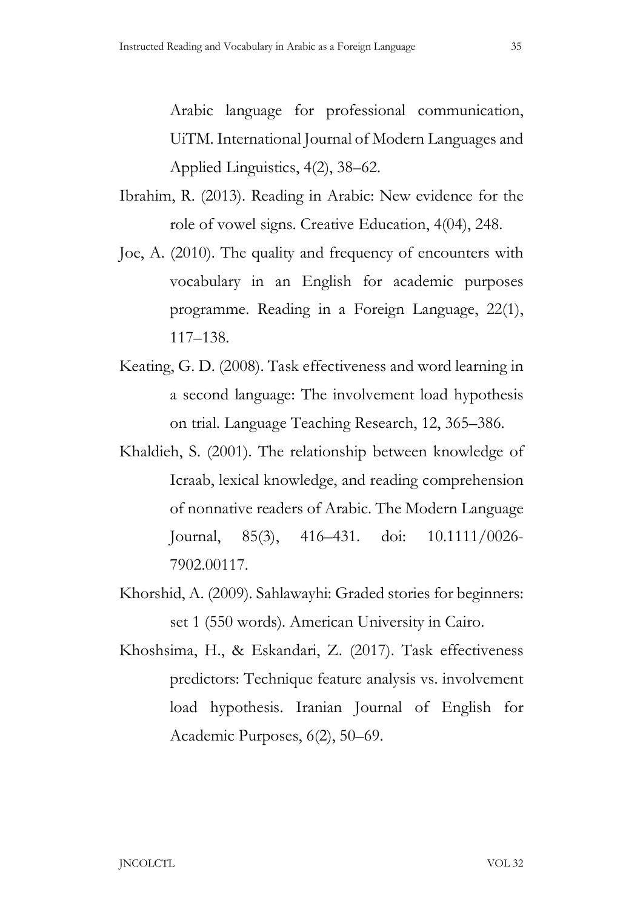Arabic language for professional communication, UiTM. International Journal of Modern Languages and Applied Linguistics, 4(2), 38–62.

Ibrahim, R. (2013). Reading in Arabic: New evidence for the role of vowel signs. Creative Education, 4(04), 248.

Joe, A. (2010). The quality and frequency of encounters with vocabulary in an English for academic purposes programme. Reading in a Foreign Language, 22(1), 117–138.

Keating, G. D. (2008). Task effectiveness and word learning in a second language: The involvement load hypothesis on trial. Language Teaching Research, 12, 365–386.

Khaldieh, S. (2001). The relationship between knowledge of Icraab, lexical knowledge, and reading comprehension of nonnative readers of Arabic. The Modern Language Journal, 85(3), 416–431. doi: 10.1111/0026-7902.00117.

Khorshid, A. (2009). Sahlawayhi: Graded stories for beginners: set 1 (550 words). American University in Cairo.

Khoshsima, H., & Eskandari, Z. (2017). Task effectiveness predictors: Technique feature analysis vs. involvement load hypothesis. Iranian Journal of English for Academic Purposes, 6(2), 50–69.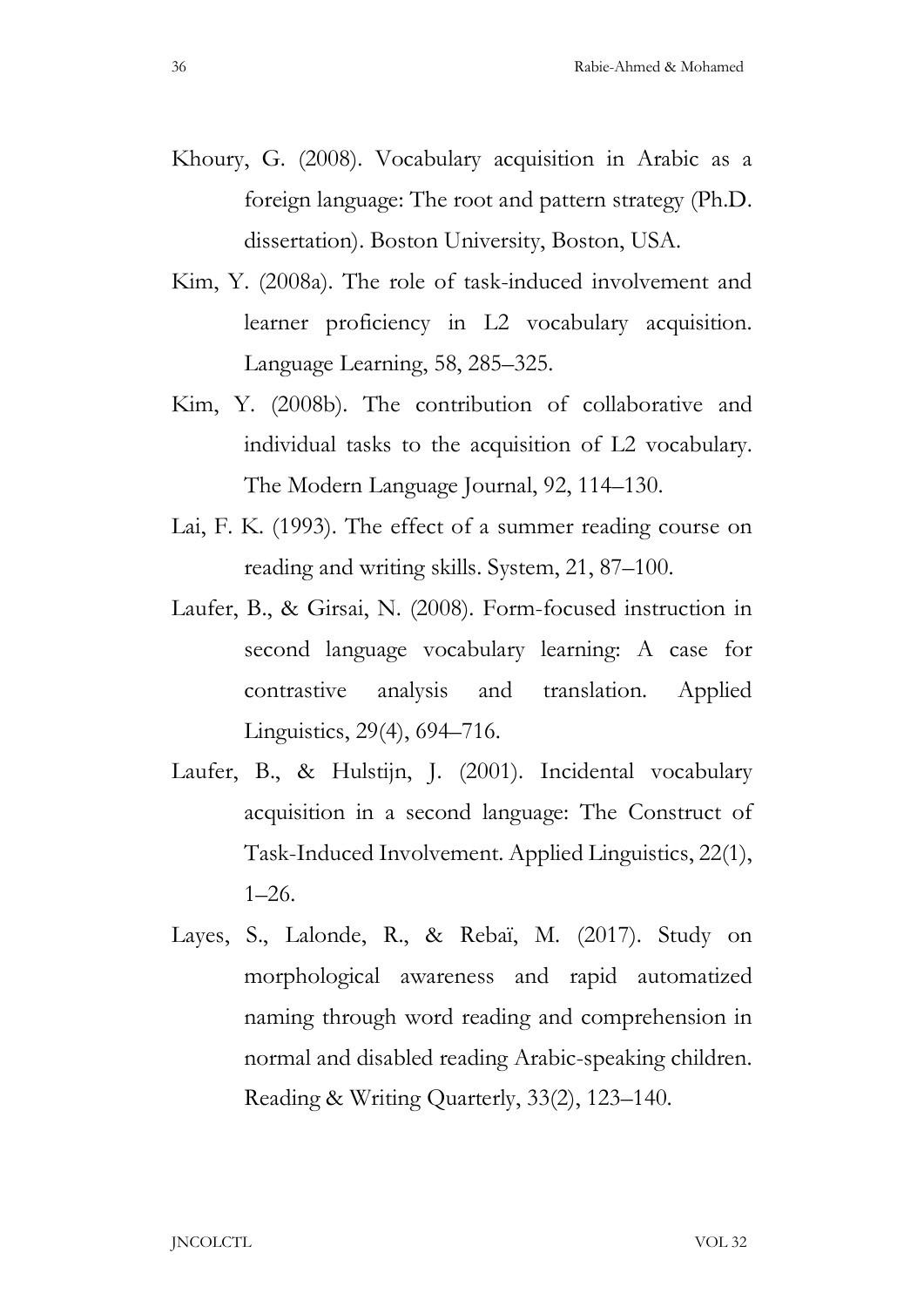Khoury, G. (2008). Vocabulary acquisition in Arabic as a foreign language: The root and pattern strategy (Ph.D. dissertation). Boston University, Boston, USA.

Kim, Y. (2008a). The role of task-induced involvement and learner proficiency in L2 vocabulary acquisition. Language Learning, 58, 285–325.

Kim, Y. (2008b). The contribution of collaborative and individual tasks to the acquisition of L2 vocabulary. The Modern Language Journal, 92, 114–130.

Lai, F. K. (1993). The effect of a summer reading course on reading and writing skills. System, 21, 87–100.

Laufer, B., & Girsai, N. (2008). Form-focused instruction in second language vocabulary learning: A case for contrastive analysis and translation. Applied Linguistics, 29(4), 694–716.

Laufer, B., & Hulstijn, J. (2001). Incidental vocabulary acquisition in a second language: The Construct of Task-Induced Involvement. Applied Linguistics, 22(1), 1–26.

Layes, S., Lalonde, R., & Rebaï, M. (2017). Study on morphological awareness and rapid automatized naming through word reading and comprehension in normal and disabled reading Arabic-speaking children. Reading & Writing Quarterly, 33(2), 123–140.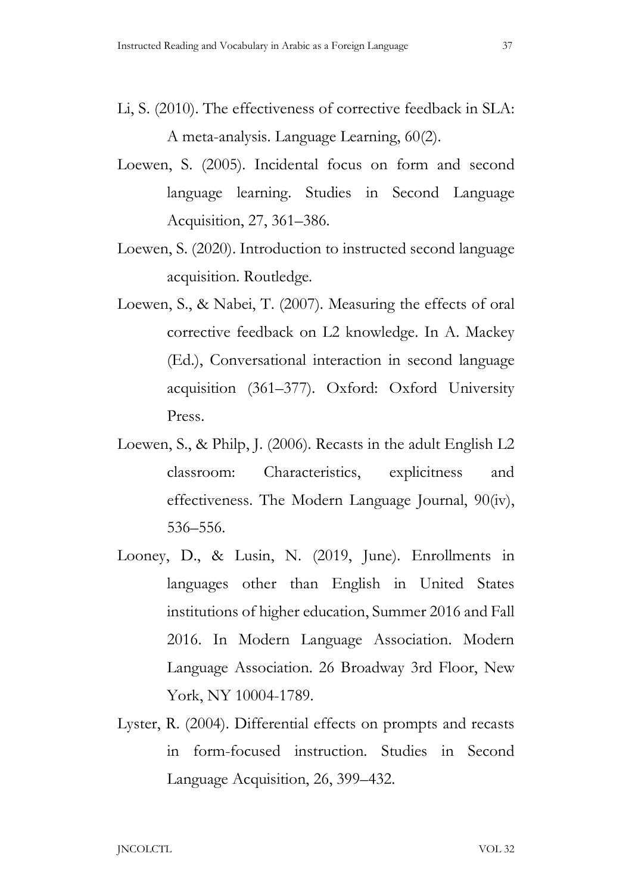Li, S. (2010). The effectiveness of corrective feedback in SLA: A meta-analysis. Language Learning, 60(2).

Loewen, S. (2005). Incidental focus on form and second language learning. Studies in Second Language Acquisition, 27, 361–386.

Loewen, S. (2020). Introduction to instructed second language acquisition. Routledge.

Loewen, S., & Nabei, T. (2007). Measuring the effects of oral corrective feedback on L2 knowledge. In A. Mackey (Ed.), Conversational interaction in second language acquisition (361–377). Oxford: Oxford University Press.

Loewen, S., & Philp, J. (2006). Recasts in the adult English L2 classroom: Characteristics, explicitness and effectiveness. The Modern Language Journal, 90(iv), 536–556.

Looney, D., & Lusin, N. (2019, June). Enrollments in languages other than English in United States institutions of higher education, Summer 2016 and Fall 2016. In Modern Language Association. Modern Language Association. 26 Broadway 3rd Floor, New York, NY 10004-1789.

Lyster, R. (2004). Differential effects on prompts and recasts in form-focused instruction. Studies in Second Language Acquisition, 26, 399–432.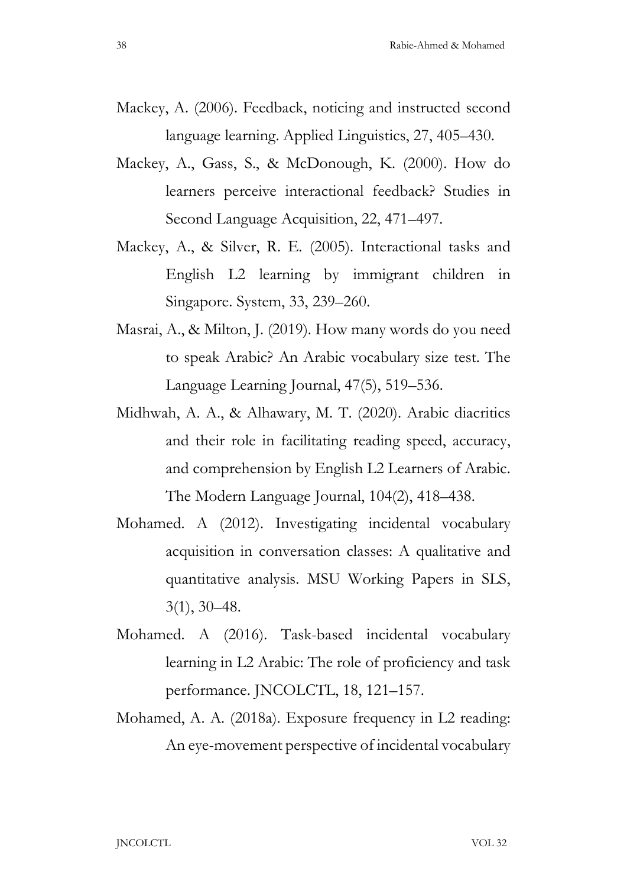Mackey, A. (2006). Feedback, noticing and instructed second language learning. Applied Linguistics, 27, 405–430.

Mackey, A., Gass, S., & McDonough, K. (2000). How do learners perceive interactional feedback? Studies in Second Language Acquisition, 22, 471–497.

Mackey, A., & Silver, R. E. (2005). Interactional tasks and English L2 learning by immigrant children in Singapore. System, 33, 239–260.

Masrai, A., & Milton, J. (2019). How many words do you need to speak Arabic? An Arabic vocabulary size test. The Language Learning Journal, 47(5), 519–536.

Midhwah, A. A., & Alhawary, M. T. (2020). Arabic diacritics and their role in facilitating reading speed, accuracy, and comprehension by English L2 Learners of Arabic. The Modern Language Journal, 104(2), 418–438.

Mohamed. A (2012). Investigating incidental vocabulary acquisition in conversation classes: A qualitative and quantitative analysis. MSU Working Papers in SLS, 3(1), 30–48.

Mohamed. A (2016). Task-based incidental vocabulary learning in L2 Arabic: The role of proficiency and task performance. JNCOLCTL, 18, 121–157.

Mohamed, A. A. (2018a). Exposure frequency in L2 reading: An eye-movement perspective of incidental vocabulary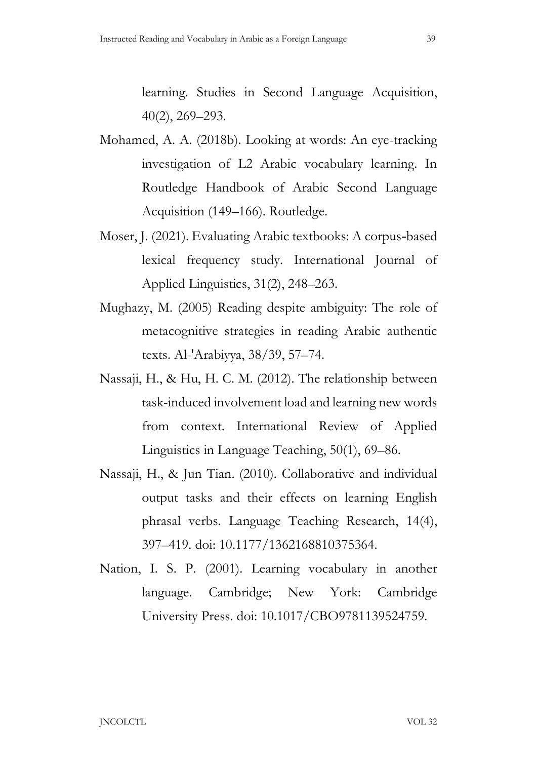learning. Studies in Second Language Acquisition, 40(2), 269–293.

Mohamed, A. A. (2018b). Looking at words: An eye-tracking investigation of L2 Arabic vocabulary learning. In Routledge Handbook of Arabic Second Language Acquisition (149–166). Routledge.

Moser, J. (2021). Evaluating Arabic textbooks: A corpus-based lexical frequency study. International Journal of Applied Linguistics, 31(2), 248–263.

Mughazy, M. (2005) Reading despite ambiguity: The role of metacognitive strategies in reading Arabic authentic texts. Al-'Arabiyya, 38/39, 57–74.

Nassaji, H., & Hu, H. C. M. (2012). The relationship between task-induced involvement load and learning new words from context. International Review of Applied Linguistics in Language Teaching, 50(1), 69–86.

Nassaji, H., & Jun Tian. (2010). Collaborative and individual output tasks and their effects on learning English phrasal verbs. Language Teaching Research, 14(4), 397–419. doi: 10.1177/1362168810375364.

Nation, I. S. P. (2001). Learning vocabulary in another language. Cambridge; New York: Cambridge University Press. doi: 10.1017/CBO9781139524759.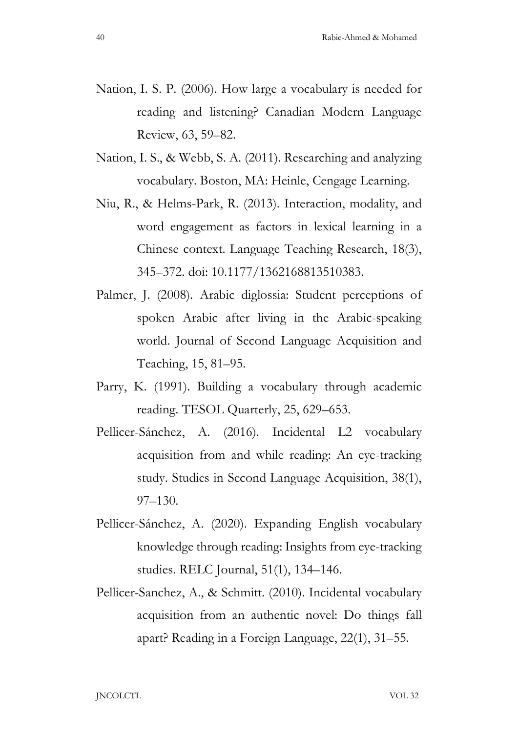Nation, I. S. P. (2006). How large a vocabulary is needed for reading and listening? Canadian Modern Language Review, 63, 59–82.

Nation, I. S., & Webb, S. A. (2011). Researching and analyzing vocabulary. Boston, MA: Heinle, Cengage Learning.

Niu, R., & Helms-Park, R. (2013). Interaction, modality, and word engagement as factors in lexical learning in a Chinese context. Language Teaching Research, 18(3), 345–372. doi: 10.1177/1362168813510383.

Palmer, J. (2008). Arabic diglossia: Student perceptions of spoken Arabic after living in the Arabic-speaking world. Journal of Second Language Acquisition and Teaching, 15, 81–95.

Parry, K. (1991). Building a vocabulary through academic reading. TESOL Quarterly, 25, 629–653.

Pellicer-Sánchez, A. (2016). Incidental L2 vocabulary acquisition from and while reading: An eye-tracking study. Studies in Second Language Acquisition, 38(1), 97–130.

Pellicer-Sánchez, A. (2020). Expanding English vocabulary knowledge through reading: Insights from eye-tracking studies. RELC Journal, 51(1), 134–146.

Pellicer-Sanchez, A., & Schmitt. (2010). Incidental vocabulary acquisition from an authentic novel: Do things fall apart? Reading in a Foreign Language, 22(1), 31–55.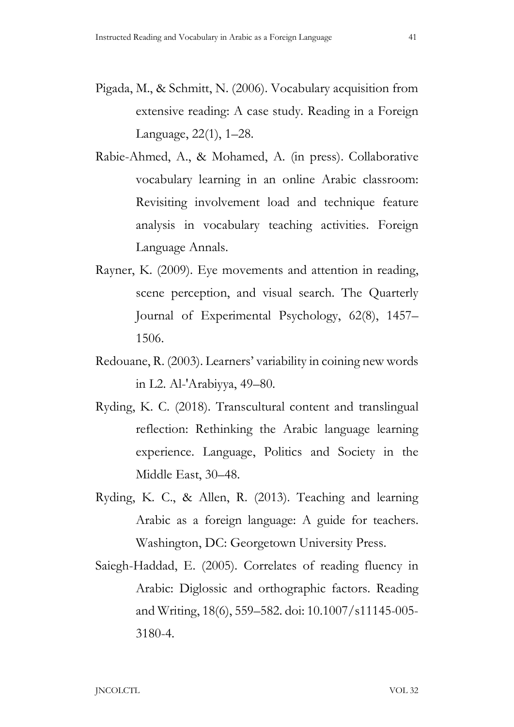Pigada, M., & Schmitt, N. (2006). Vocabulary acquisition from extensive reading: A case study. Reading in a Foreign Language, 22(1), 1–28.

Rabie-Ahmed, A., & Mohamed, A. (in press). Collaborative vocabulary learning in an online Arabic classroom: Revisiting involvement load and technique feature analysis in vocabulary teaching activities. Foreign Language Annals.

Rayner, K. (2009). Eye movements and attention in reading, scene perception, and visual search. The Quarterly Journal of Experimental Psychology, 62(8), 1457–1506.

Redouane, R. (2003). Learners' variability in coining new words in L2. Al-'Arabiyya, 49–80.

Ryding, K. C. (2018). Transcultural content and translingual reflection: Rethinking the Arabic language learning experience. Language, Politics and Society in the Middle East, 30–48.

Ryding, K. C., & Allen, R. (2013). Teaching and learning Arabic as a foreign language: A guide for teachers. Washington, DC: Georgetown University Press.

Saiegh-Haddad, E. (2005). Correlates of reading fluency in Arabic: Diglossic and orthographic factors. Reading and Writing, 18(6), 559–582. doi: 10.1007/s11145-005-3180-4.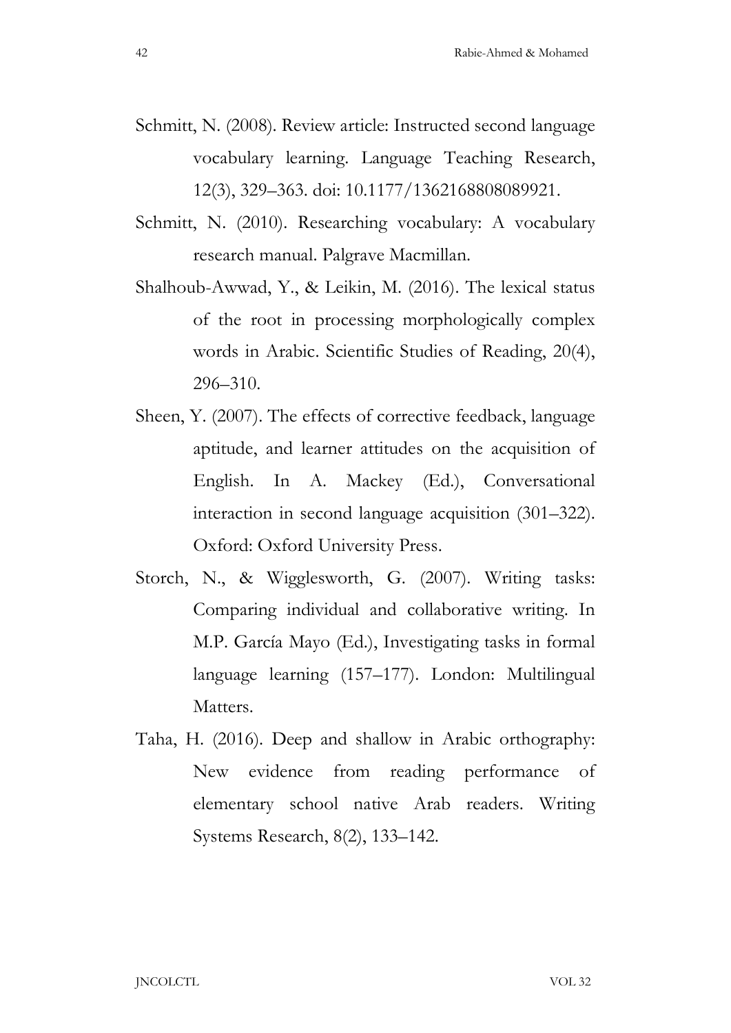Schmitt, N. (2008). Review article: Instructed second language vocabulary learning. Language Teaching Research, 12(3), 329–363. doi: 10.1177/1362168808089921.

Schmitt, N. (2010). Researching vocabulary: A vocabulary research manual. Palgrave Macmillan.

Shalhoub-Awwad, Y., & Leikin, M. (2016). The lexical status of the root in processing morphologically complex words in Arabic. Scientific Studies of Reading, 20(4), 296–310.

Sheen, Y. (2007). The effects of corrective feedback, language aptitude, and learner attitudes on the acquisition of English. In A. Mackey (Ed.), Conversational interaction in second language acquisition (301–322). Oxford: Oxford University Press.

Storch, N., & Wigglesworth, G. (2007). Writing tasks: Comparing individual and collaborative writing. In M.P. García Mayo (Ed.), Investigating tasks in formal language learning (157–177). London: Multilingual Matters.

Taha, H. (2016). Deep and shallow in Arabic orthography: New evidence from reading performance of elementary school native Arab readers. Writing Systems Research, 8(2), 133–142.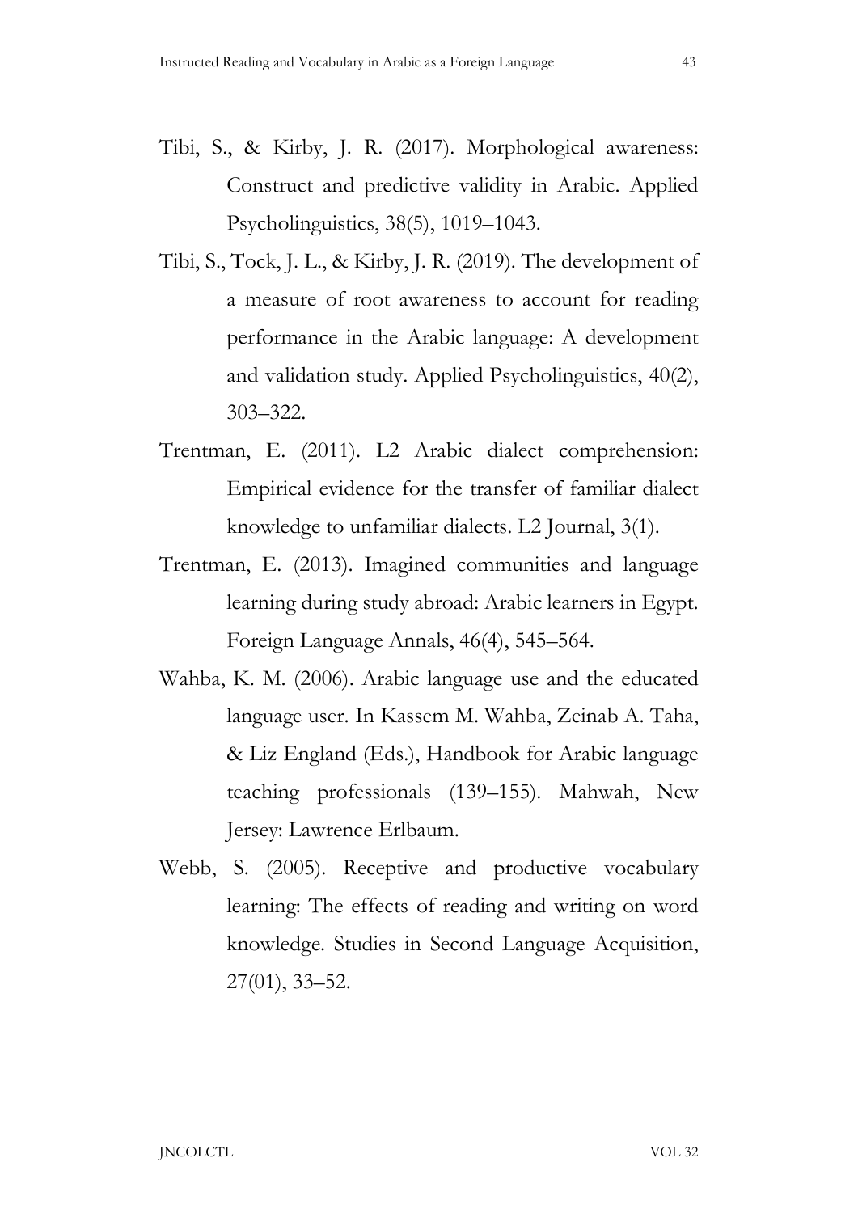Tibi, S., & Kirby, J. R. (2017). Morphological awareness: Construct and predictive validity in Arabic. Applied Psycholinguistics, 38(5), 1019–1043.

Tibi, S., Tock, J. L., & Kirby, J. R. (2019). The development of a measure of root awareness to account for reading performance in the Arabic language: A development and validation study. Applied Psycholinguistics, 40(2), 303–322.

Trentman, E. (2011). L2 Arabic dialect comprehension: Empirical evidence for the transfer of familiar dialect knowledge to unfamiliar dialects. L2 Journal, 3(1).

Trentman, E. (2013). Imagined communities and language learning during study abroad: Arabic learners in Egypt. Foreign Language Annals, 46(4), 545–564.

Wahba, K. M. (2006). Arabic language use and the educated language user. In Kassem M. Wahba, Zeinab A. Taha, & Liz England (Eds.), Handbook for Arabic language teaching professionals (139–155). Mahwah, New Jersey: Lawrence Erlbaum.

Webb, S. (2005). Receptive and productive vocabulary learning: The effects of reading and writing on word knowledge. Studies in Second Language Acquisition, 27(01), 33–52.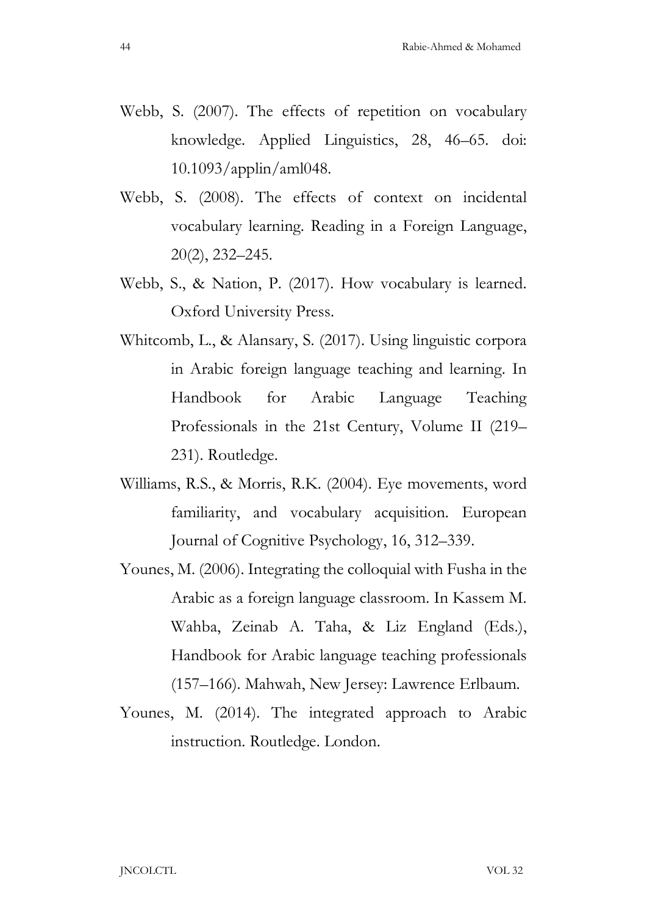Webb, S. (2007). The effects of repetition on vocabulary knowledge. Applied Linguistics, 28, 46–65. doi: 10.1093/applin/aml048.

Webb, S. (2008). The effects of context on incidental vocabulary learning. Reading in a Foreign Language, 20(2), 232–245.

Webb, S., & Nation, P. (2017). How vocabulary is learned. Oxford University Press.

Whitcomb, L., & Alansary, S. (2017). Using linguistic corpora in Arabic foreign language teaching and learning. In Handbook for Arabic Language Teaching Professionals in the 21st Century, Volume II (219–231). Routledge.

Williams, R.S., & Morris, R.K. (2004). Eye movements, word familiarity, and vocabulary acquisition. European Journal of Cognitive Psychology, 16, 312–339.

Younes, M. (2006). Integrating the colloquial with Fusha in the Arabic as a foreign language classroom. In Kassem M. Wahba, Zeinab A. Taha, & Liz England (Eds.), Handbook for Arabic language teaching professionals (157–166). Mahwah, New Jersey: Lawrence Erlbaum.

Younes, M. (2014). The integrated approach to Arabic instruction. Routledge. London.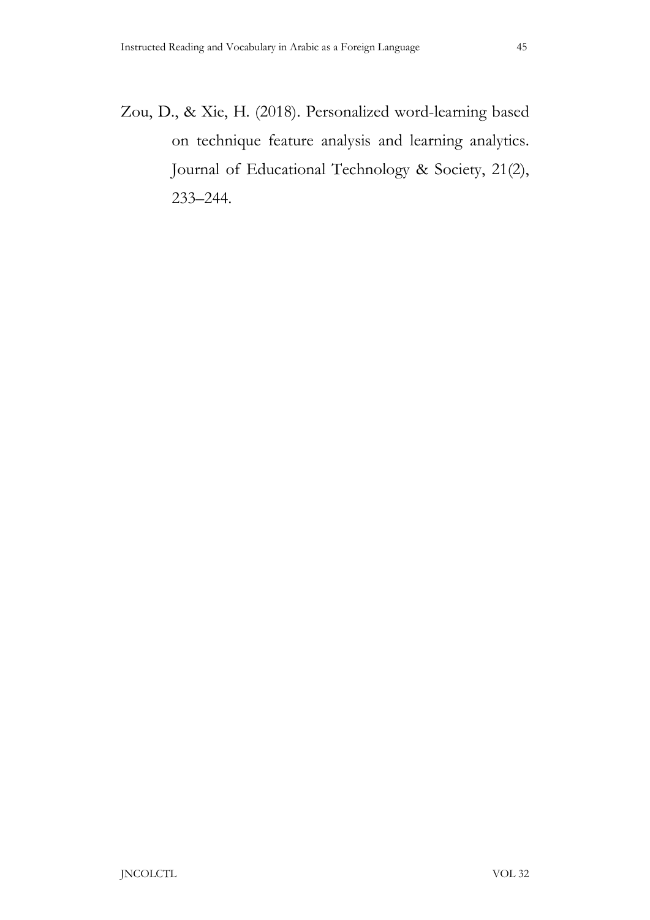Zou, D., & Xie, H. (2018). Personalized word-learning based on technique feature analysis and learning analytics. Journal of Educational Technology & Society, 21(2), 233–244.